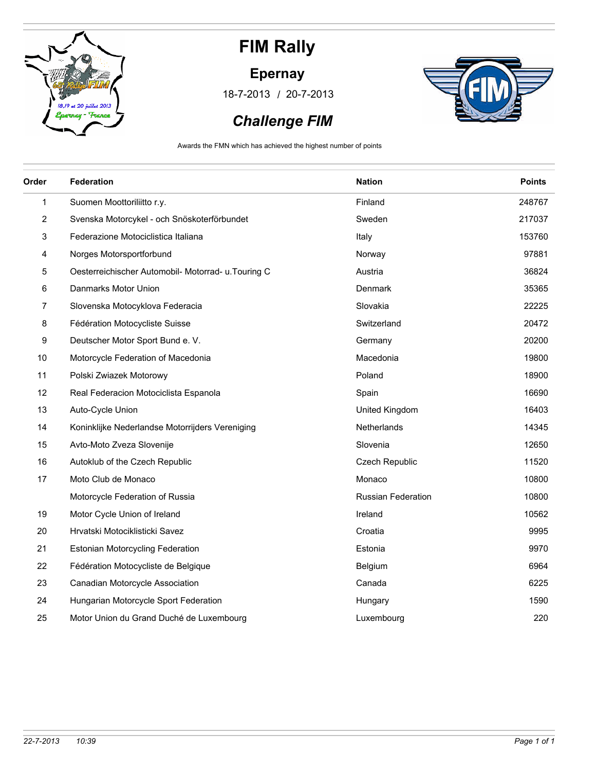# FIM Rally

## Epernay

18-7-2013 / 20-7-2013

## *Challenge FIM*

Awards the FMN which has achieved the highest number of points

| Order | Federation | Nation | Points |
|---|---|---|---|
| 1 | Suomen Moottoriliitto r.y. | Finland | 248767 |
| 2 | Svenska Motorcykel - och Snöskoterförbundet | Sweden | 217037 |
| 3 | Federazione Motociclistica Italiana | Italy | 153760 |
| 4 | Norges Motorsportforbund | Norway | 97881 |
| 5 | Oesterreichischer Automobil- Motorrad- u.Touring C | Austria | 36824 |
| 6 | Danmarks Motor Union | Denmark | 35365 |
| 7 | Slovenska Motocyklova Federacia | Slovakia | 22225 |
| 8 | Fédération Motocycliste Suisse | Switzerland | 20472 |
| 9 | Deutscher Motor Sport Bund e. V. | Germany | 20200 |
| 10 | Motorcycle Federation of Macedonia | Macedonia | 19800 |
| 11 | Polski Zwiazek Motorowy | Poland | 18900 |
| 12 | Real Federacion Motociclista Espanola | Spain | 16690 |
| 13 | Auto-Cycle Union | United Kingdom | 16403 |
| 14 | Koninklijke Nederlandse Motorrijders Vereniging | Netherlands | 14345 |
| 15 | Avto-Moto Zveza Slovenije | Slovenia | 12650 |
| 16 | Autoklub of the Czech Republic | Czech Republic | 11520 |
| 17 | Moto Club de Monaco | Monaco | 10800 |
| | Motorcycle Federation of Russia | Russian Federation | 10800 |
| 19 | Motor Cycle Union of Ireland | Ireland | 10562 |
| 20 | Hrvatski Motociklisticki Savez | Croatia | 9995 |
| 21 | Estonian Motorcycling Federation | Estonia | 9970 |
| 22 | Fédération Motocycliste de Belgique | Belgium | 6964 |
| 23 | Canadian Motorcycle Association | Canada | 6225 |
| 24 | Hungarian Motorcycle Sport Federation | Hungary | 1590 |
| 25 | Motor Union du Grand Duché de Luxembourg | Luxembourg | 220 |

*22-7-2013 10:39*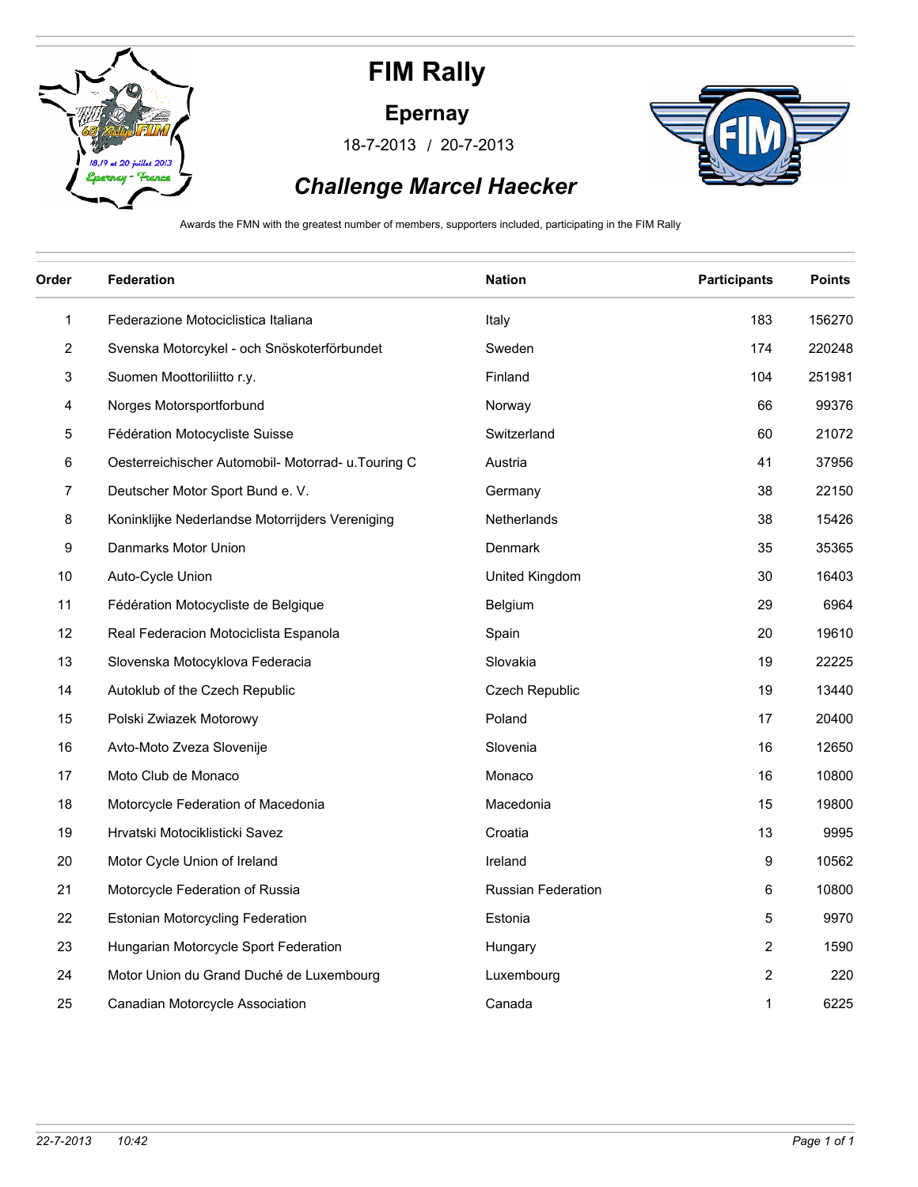# FIM Rally

## Epernay

18-7-2013 / 20-7-2013

## *Challenge Marcel Haecker*

Awards the FMN with the greatest number of members, supporters included, participating in the FIM Rally

| Order | Federation | Nation | Participants | Points |
|---|---|---|---|---|
| 1 | Federazione Motociclistica Italiana | Italy | 183 | 156270 |
| 2 | Svenska Motorcykel - och Snöskoterförbundet | Sweden | 174 | 220248 |
| 3 | Suomen Moottoriliitto r.y. | Finland | 104 | 251981 |
| 4 | Norges Motorsportforbund | Norway | 66 | 99376 |
| 5 | Fédération Motocycliste Suisse | Switzerland | 60 | 21072 |
| 6 | Oesterreichischer Automobil- Motorrad- u.Touring C | Austria | 41 | 37956 |
| 7 | Deutscher Motor Sport Bund e. V. | Germany | 38 | 22150 |
| 8 | Koninklijke Nederlandse Motorrijders Vereniging | Netherlands | 38 | 15426 |
| 9 | Danmarks Motor Union | Denmark | 35 | 35365 |
| 10 | Auto-Cycle Union | United Kingdom | 30 | 16403 |
| 11 | Fédération Motocycliste de Belgique | Belgium | 29 | 6964 |
| 12 | Real Federacion Motociclista Espanola | Spain | 20 | 19610 |
| 13 | Slovenska Motocyklova Federacia | Slovakia | 19 | 22225 |
| 14 | Autoklub of the Czech Republic | Czech Republic | 19 | 13440 |
| 15 | Polski Zwiazek Motorowy | Poland | 17 | 20400 |
| 16 | Avto-Moto Zveza Slovenije | Slovenia | 16 | 12650 |
| 17 | Moto Club de Monaco | Monaco | 16 | 10800 |
| 18 | Motorcycle Federation of Macedonia | Macedonia | 15 | 19800 |
| 19 | Hrvatski Motociklisticki Savez | Croatia | 13 | 9995 |
| 20 | Motor Cycle Union of Ireland | Ireland | 9 | 10562 |
| 21 | Motorcycle Federation of Russia | Russian Federation | 6 | 10800 |
| 22 | Estonian Motorcycling Federation | Estonia | 5 | 9970 |
| 23 | Hungarian Motorcycle Sport Federation | Hungary | 2 | 1590 |
| 24 | Motor Union du Grand Duché de Luxembourg | Luxembourg | 2 | 220 |
| 25 | Canadian Motorcycle Association | Canada | 1 | 6225 |

*22-7-2013 10:42*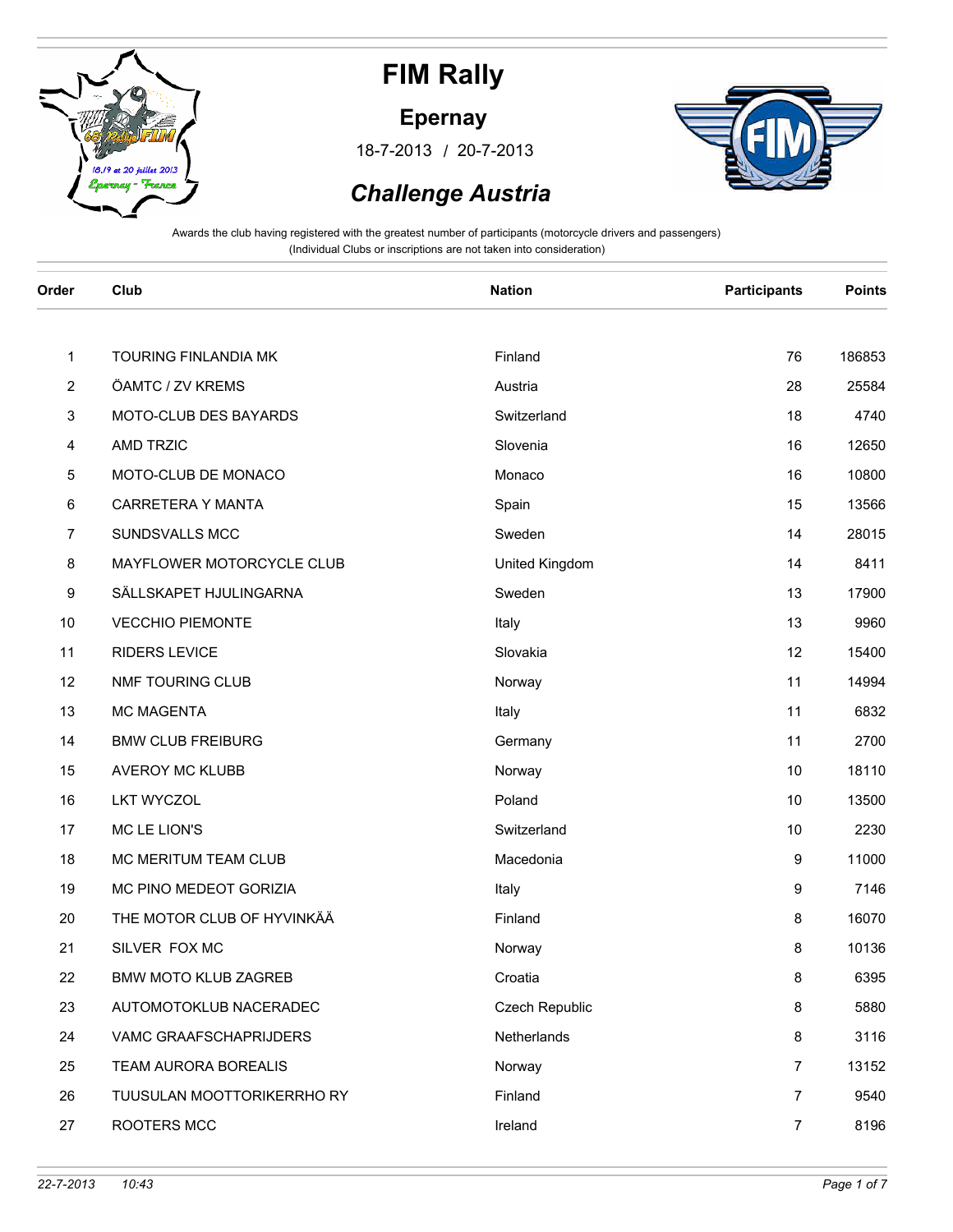# FIM Rally

## Epernay

18-7-2013 / 20-7-2013

### *Challenge Austria*

Awards the club having registered with the greatest number of participants (motorcycle drivers and passengers)
(Individual Clubs or inscriptions are not taken into consideration)

| Order | Club | Nation | Participants | Points |
|---|---|---|---|---|
| 1 | TOURING FINLANDIA MK | Finland | 76 | 186853 |
| 2 | ÖAMTC / ZV KREMS | Austria | 28 | 25584 |
| 3 | MOTO-CLUB DES BAYARDS | Switzerland | 18 | 4740 |
| 4 | AMD TRZIC | Slovenia | 16 | 12650 |
| 5 | MOTO-CLUB DE MONACO | Monaco | 16 | 10800 |
| 6 | CARRETERA Y MANTA | Spain | 15 | 13566 |
| 7 | SUNDSVALLS MCC | Sweden | 14 | 28015 |
| 8 | MAYFLOWER MOTORCYCLE CLUB | United Kingdom | 14 | 8411 |
| 9 | SÄLLSKAPET HJULINGARNA | Sweden | 13 | 17900 |
| 10 | VECCHIO PIEMONTE | Italy | 13 | 9960 |
| 11 | RIDERS LEVICE | Slovakia | 12 | 15400 |
| 12 | NMF TOURING CLUB | Norway | 11 | 14994 |
| 13 | MC MAGENTA | Italy | 11 | 6832 |
| 14 | BMW CLUB FREIBURG | Germany | 11 | 2700 |
| 15 | AVEROY MC KLUBB | Norway | 10 | 18110 |
| 16 | LKT WYCZOL | Poland | 10 | 13500 |
| 17 | MC LE LION'S | Switzerland | 10 | 2230 |
| 18 | MC MERITUM TEAM CLUB | Macedonia | 9 | 11000 |
| 19 | MC PINO MEDEOT GORIZIA | Italy | 9 | 7146 |
| 20 | THE MOTOR CLUB OF HYVINKÄÄ | Finland | 8 | 16070 |
| 21 | SILVER FOX MC | Norway | 8 | 10136 |
| 22 | BMW MOTO KLUB ZAGREB | Croatia | 8 | 6395 |
| 23 | AUTOMOTOKLUB NACERADEC | Czech Republic | 8 | 5880 |
| 24 | VAMC GRAAFSCHAPRIJDERS | Netherlands | 8 | 3116 |
| 25 | TEAM AURORA BOREALIS | Norway | 7 | 13152 |
| 26 | TUUSULAN MOOTTORIKERRHO RY | Finland | 7 | 9540 |
| 27 | ROOTERS MCC | Ireland | 7 | 8196 |

22-7-2013 10:43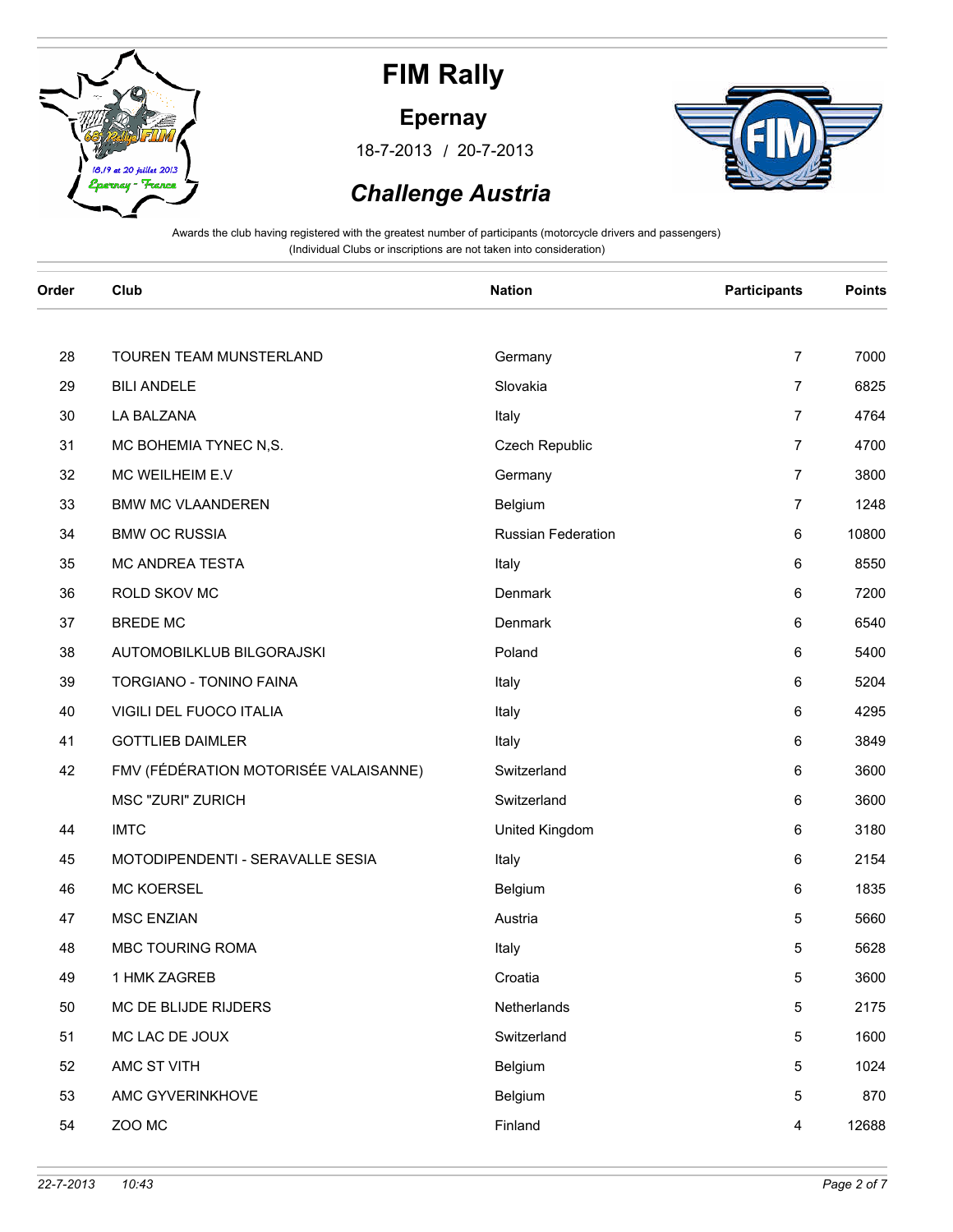# FIM Rally

## Epernay

18-7-2013 / 20-7-2013

## *Challenge Austria*

Awards the club having registered with the greatest number of participants (motorcycle drivers and passengers)
(Individual Clubs or inscriptions are not taken into consideration)

| Order | Club | Nation | Participants | Points |
|---|---|---|---|---|
| 28 | TOUREN TEAM MUNSTERLAND | Germany | 7 | 7000 |
| 29 | BILI ANDELE | Slovakia | 7 | 6825 |
| 30 | LA BALZANA | Italy | 7 | 4764 |
| 31 | MC BOHEMIA TYNEC N,S. | Czech Republic | 7 | 4700 |
| 32 | MC WEILHEIM E.V | Germany | 7 | 3800 |
| 33 | BMW MC VLAANDEREN | Belgium | 7 | 1248 |
| 34 | BMW OC RUSSIA | Russian Federation | 6 | 10800 |
| 35 | MC ANDREA TESTA | Italy | 6 | 8550 |
| 36 | ROLD SKOV MC | Denmark | 6 | 7200 |
| 37 | BREDE MC | Denmark | 6 | 6540 |
| 38 | AUTOMOBILKLUB BILGORAJSKI | Poland | 6 | 5400 |
| 39 | TORGIANO - TONINO FAINA | Italy | 6 | 5204 |
| 40 | VIGILI DEL FUOCO ITALIA | Italy | 6 | 4295 |
| 41 | GOTTLIEB DAIMLER | Italy | 6 | 3849 |
| 42 | FMV (FÉDÉRATION MOTORISÉE VALAISANNE) | Switzerland | 6 | 3600 |
| | MSC "ZURI" ZURICH | Switzerland | 6 | 3600 |
| 44 | IMTC | United Kingdom | 6 | 3180 |
| 45 | MOTODIPENDENTI - SERAVALLE SESIA | Italy | 6 | 2154 |
| 46 | MC KOERSEL | Belgium | 6 | 1835 |
| 47 | MSC ENZIAN | Austria | 5 | 5660 |
| 48 | MBC TOURING ROMA | Italy | 5 | 5628 |
| 49 | 1 HMK ZAGREB | Croatia | 5 | 3600 |
| 50 | MC DE BLIJDE RIJDERS | Netherlands | 5 | 2175 |
| 51 | MC LAC DE JOUX | Switzerland | 5 | 1600 |
| 52 | AMC ST VITH | Belgium | 5 | 1024 |
| 53 | AMC GYVERINKHOVE | Belgium | 5 | 870 |
| 54 | ZOO MC | Finland | 4 | 12688 |

22-7-2013 10:43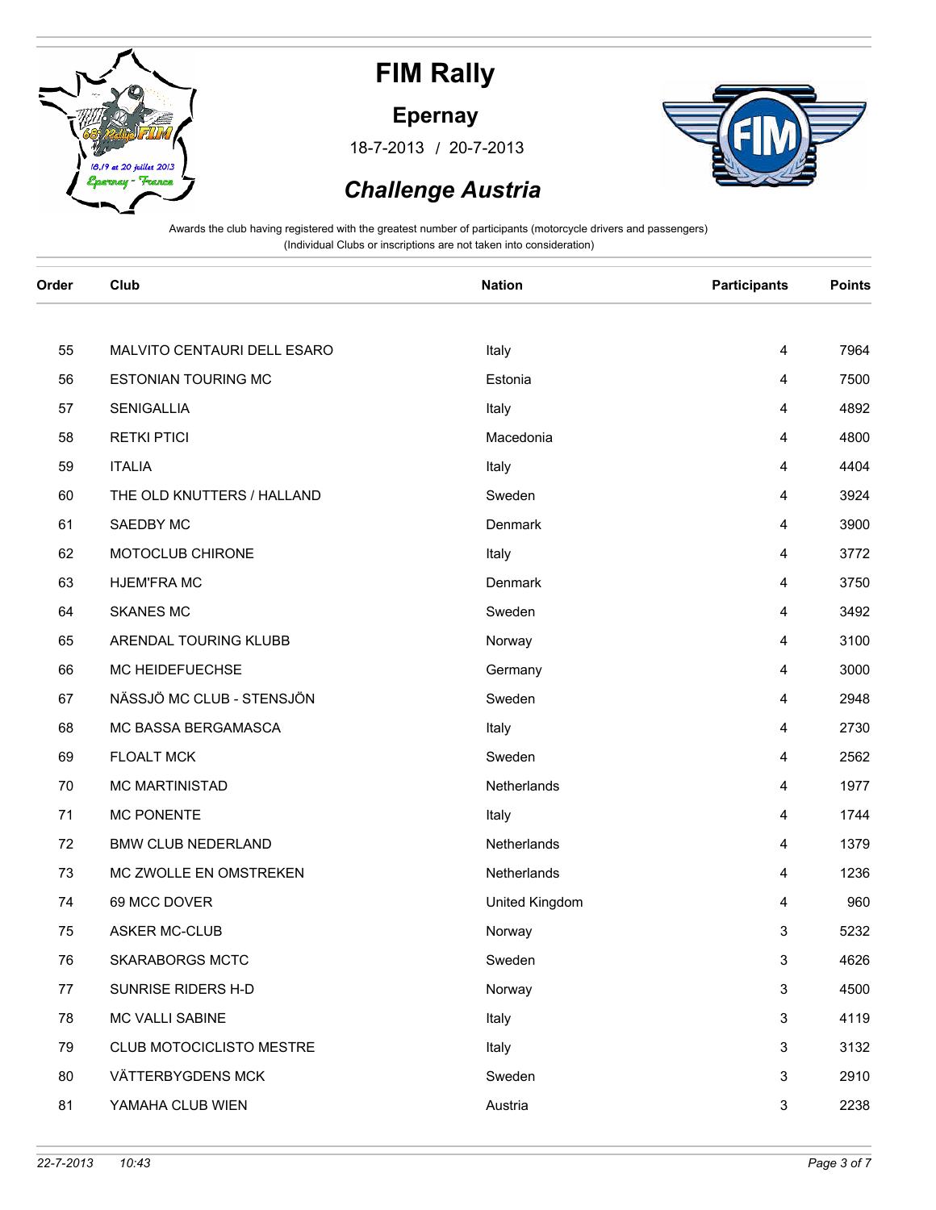# FIM Rally

## Epernay

18-7-2013 / 20-7-2013

## *Challenge Austria*

Awards the club having registered with the greatest number of participants (motorcycle drivers and passengers)
(Individual Clubs or inscriptions are not taken into consideration)

| Order | Club | Nation | Participants | Points |
|---|---|---|---|---|
| 55 | MALVITO CENTAURI DELL ESARO | Italy | 4 | 7964 |
| 56 | ESTONIAN TOURING MC | Estonia | 4 | 7500 |
| 57 | SENIGALLIA | Italy | 4 | 4892 |
| 58 | RETKI PTICI | Macedonia | 4 | 4800 |
| 59 | ITALIA | Italy | 4 | 4404 |
| 60 | THE OLD KNUTTERS / HALLAND | Sweden | 4 | 3924 |
| 61 | SAEDBY MC | Denmark | 4 | 3900 |
| 62 | MOTOCLUB CHIRONE | Italy | 4 | 3772 |
| 63 | HJEM'FRA MC | Denmark | 4 | 3750 |
| 64 | SKANES MC | Sweden | 4 | 3492 |
| 65 | ARENDAL TOURING KLUBB | Norway | 4 | 3100 |
| 66 | MC HEIDEFUECHSE | Germany | 4 | 3000 |
| 67 | NÄSSJÖ MC CLUB - STENSJÖN | Sweden | 4 | 2948 |
| 68 | MC BASSA BERGAMASCA | Italy | 4 | 2730 |
| 69 | FLOALT MCK | Sweden | 4 | 2562 |
| 70 | MC MARTINISTAD | Netherlands | 4 | 1977 |
| 71 | MC PONENTE | Italy | 4 | 1744 |
| 72 | BMW CLUB NEDERLAND | Netherlands | 4 | 1379 |
| 73 | MC ZWOLLE EN OMSTREKEN | Netherlands | 4 | 1236 |
| 74 | 69 MCC DOVER | United Kingdom | 4 | 960 |
| 75 | ASKER MC-CLUB | Norway | 3 | 5232 |
| 76 | SKARABORGS MCTC | Sweden | 3 | 4626 |
| 77 | SUNRISE RIDERS H-D | Norway | 3 | 4500 |
| 78 | MC VALLI SABINE | Italy | 3 | 4119 |
| 79 | CLUB MOTOCICLISTO MESTRE | Italy | 3 | 3132 |
| 80 | VÄTTERBYGDENS MCK | Sweden | 3 | 2910 |
| 81 | YAMAHA CLUB WIEN | Austria | 3 | 2238 |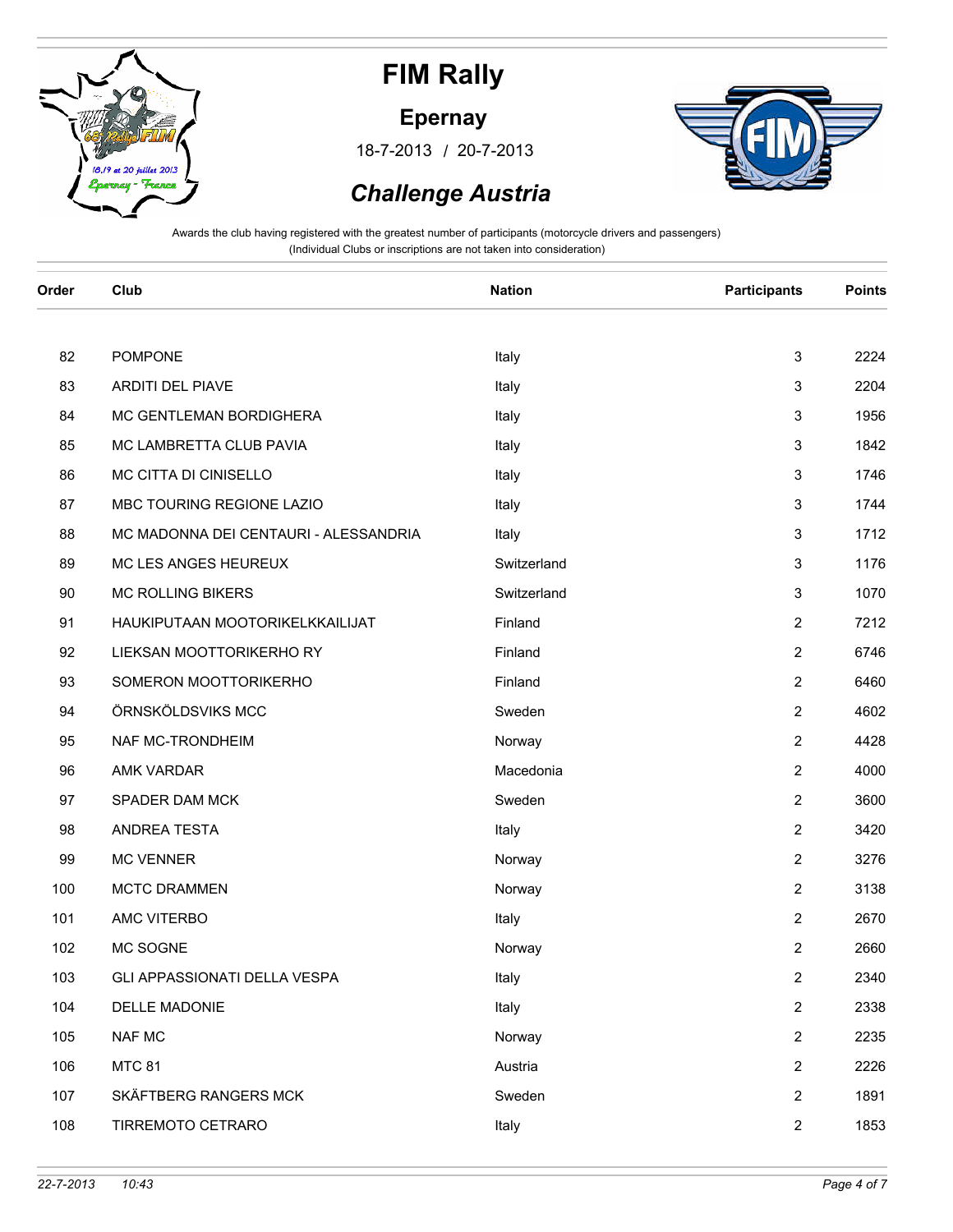# FIM Rally

## Epernay

18-7-2013 / 20-7-2013

## *Challenge Austria*

Awards the club having registered with the greatest number of participants (motorcycle drivers and passengers)
(Individual Clubs or inscriptions are not taken into consideration)

| Order | Club | Nation | Participants | Points |
|---|---|---|---|---|
| 82 | POMPONE | Italy | 3 | 2224 |
| 83 | ARDITI DEL PIAVE | Italy | 3 | 2204 |
| 84 | MC GENTLEMAN BORDIGHERA | Italy | 3 | 1956 |
| 85 | MC LAMBRETTA CLUB PAVIA | Italy | 3 | 1842 |
| 86 | MC CITTA DI CINISELLO | Italy | 3 | 1746 |
| 87 | MBC TOURING REGIONE LAZIO | Italy | 3 | 1744 |
| 88 | MC MADONNA DEI CENTAURI - ALESSANDRIA | Italy | 3 | 1712 |
| 89 | MC LES ANGES HEUREUX | Switzerland | 3 | 1176 |
| 90 | MC ROLLING BIKERS | Switzerland | 3 | 1070 |
| 91 | HAUKIPUTAAN MOOTORIKELKKAILIJAT | Finland | 2 | 7212 |
| 92 | LIEKSAN MOOTTORIKERHO RY | Finland | 2 | 6746 |
| 93 | SOMERON MOOTTORIKERHO | Finland | 2 | 6460 |
| 94 | ÖRNSKÖLDSVIKS MCC | Sweden | 2 | 4602 |
| 95 | NAF MC-TRONDHEIM | Norway | 2 | 4428 |
| 96 | AMK VARDAR | Macedonia | 2 | 4000 |
| 97 | SPADER DAM MCK | Sweden | 2 | 3600 |
| 98 | ANDREA TESTA | Italy | 2 | 3420 |
| 99 | MC VENNER | Norway | 2 | 3276 |
| 100 | MCTC DRAMMEN | Norway | 2 | 3138 |
| 101 | AMC VITERBO | Italy | 2 | 2670 |
| 102 | MC SOGNE | Norway | 2 | 2660 |
| 103 | GLI APPASSIONATI DELLA VESPA | Italy | 2 | 2340 |
| 104 | DELLE MADONIE | Italy | 2 | 2338 |
| 105 | NAF MC | Norway | 2 | 2235 |
| 106 | MTC 81 | Austria | 2 | 2226 |
| 107 | SKÄFTBERG RANGERS MCK | Sweden | 2 | 1891 |
| 108 | TIRREMOTO CETRARO | Italy | 2 | 1853 |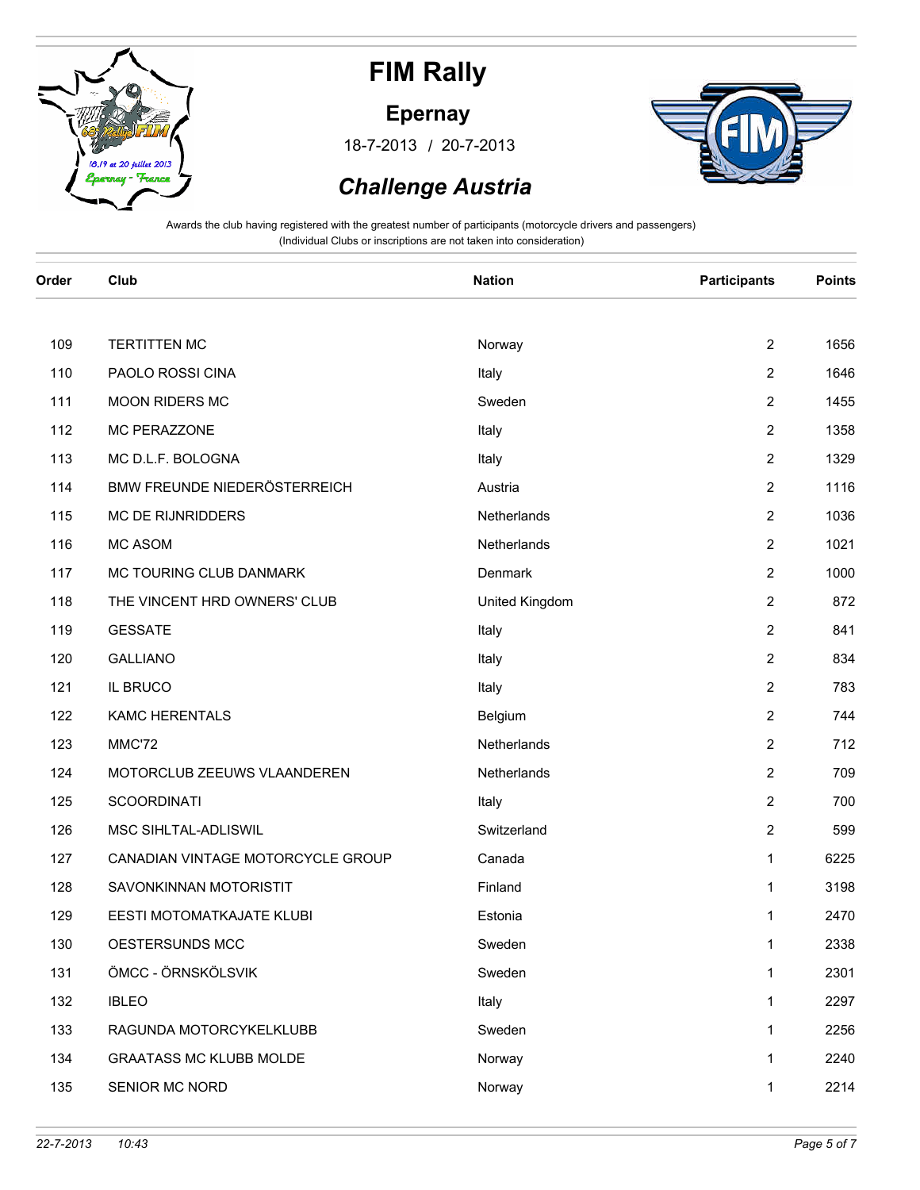# FIM Rally

## Epernay

18-7-2013 / 20-7-2013

## *Challenge Austria*

Awards the club having registered with the greatest number of participants (motorcycle drivers and passengers)
(Individual Clubs or inscriptions are not taken into consideration)

| Order | Club | Nation | Participants | Points |
|---|---|---|---|---|
| 109 | TERTITTEN MC | Norway | 2 | 1656 |
| 110 | PAOLO ROSSI CINA | Italy | 2 | 1646 |
| 111 | MOON RIDERS MC | Sweden | 2 | 1455 |
| 112 | MC PERAZZONE | Italy | 2 | 1358 |
| 113 | MC D.L.F. BOLOGNA | Italy | 2 | 1329 |
| 114 | BMW FREUNDE NIEDERÖSTERREICH | Austria | 2 | 1116 |
| 115 | MC DE RIJNRIDDERS | Netherlands | 2 | 1036 |
| 116 | MC ASOM | Netherlands | 2 | 1021 |
| 117 | MC TOURING CLUB DANMARK | Denmark | 2 | 1000 |
| 118 | THE VINCENT HRD OWNERS' CLUB | United Kingdom | 2 | 872 |
| 119 | GESSATE | Italy | 2 | 841 |
| 120 | GALLIANO | Italy | 2 | 834 |
| 121 | IL BRUCO | Italy | 2 | 783 |
| 122 | KAMC HERENTALS | Belgium | 2 | 744 |
| 123 | MMC'72 | Netherlands | 2 | 712 |
| 124 | MOTORCLUB ZEEUWS VLAANDEREN | Netherlands | 2 | 709 |
| 125 | SCOORDINATI | Italy | 2 | 700 |
| 126 | MSC SIHLTAL-ADLISWIL | Switzerland | 2 | 599 |
| 127 | CANADIAN VINTAGE MOTORCYCLE GROUP | Canada | 1 | 6225 |
| 128 | SAVONKINNAN MOTORISTIT | Finland | 1 | 3198 |
| 129 | EESTI MOTOMATKAJATE KLUBI | Estonia | 1 | 2470 |
| 130 | OESTERSUNDS MCC | Sweden | 1 | 2338 |
| 131 | ÖMCC - ÖRNSKÖLSVIK | Sweden | 1 | 2301 |
| 132 | IBLEO | Italy | 1 | 2297 |
| 133 | RAGUNDA MOTORCYKELKLUBB | Sweden | 1 | 2256 |
| 134 | GRAATASS MC KLUBB MOLDE | Norway | 1 | 2240 |
| 135 | SENIOR MC NORD | Norway | 1 | 2214 |

*22-7-2013 10:43*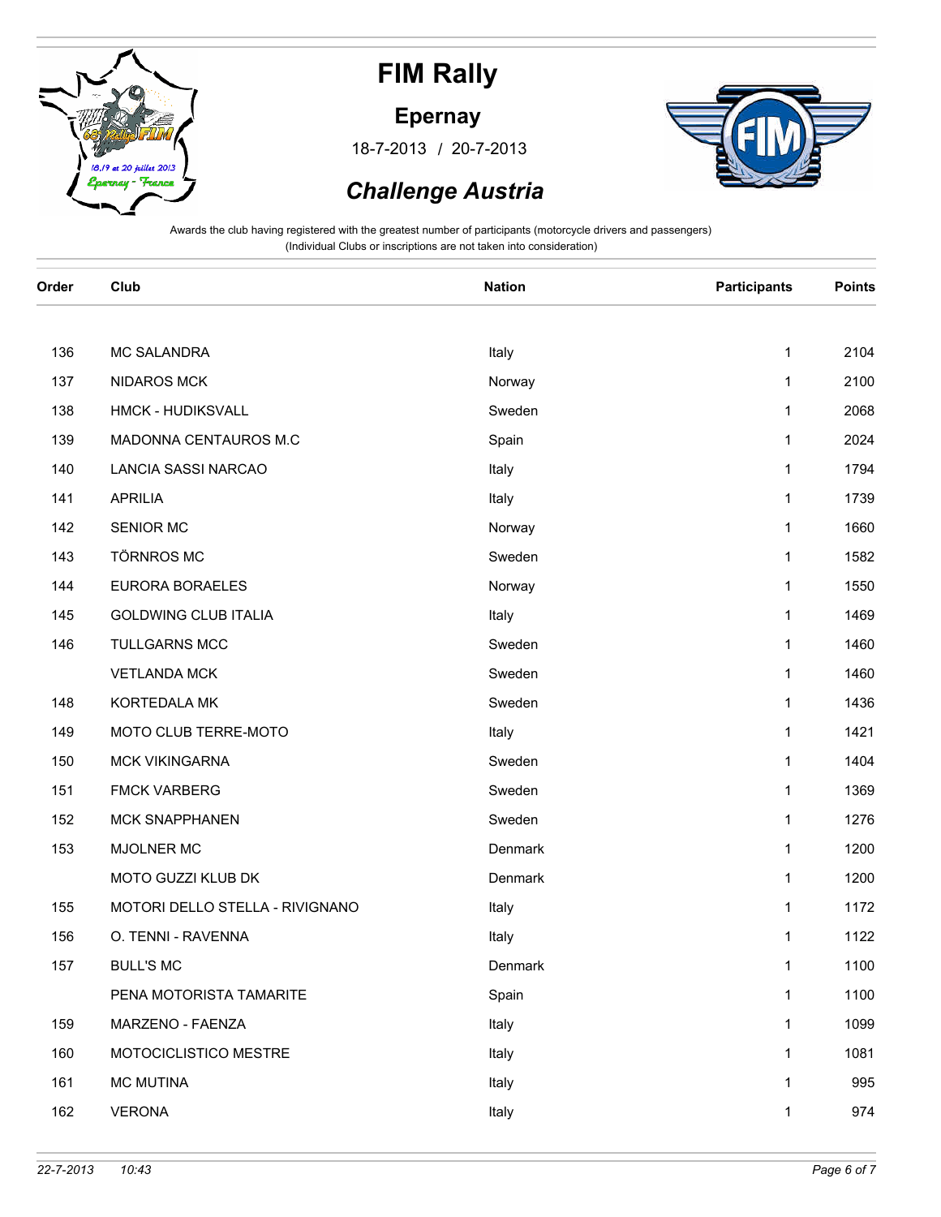# FIM Rally

## Epernay

18-7-2013 / 20-7-2013

## *Challenge Austria*

Awards the club having registered with the greatest number of participants (motorcycle drivers and passengers)
(Individual Clubs or inscriptions are not taken into consideration)

| Order | Club | Nation | Participants | Points |
|---|---|---|---|---|
| 136 | MC SALANDRA | Italy | 1 | 2104 |
| 137 | NIDAROS MCK | Norway | 1 | 2100 |
| 138 | HMCK - HUDIKSVALL | Sweden | 1 | 2068 |
| 139 | MADONNA CENTAUROS M.C | Spain | 1 | 2024 |
| 140 | LANCIA SASSI NARCAO | Italy | 1 | 1794 |
| 141 | APRILIA | Italy | 1 | 1739 |
| 142 | SENIOR MC | Norway | 1 | 1660 |
| 143 | TÖRNROS MC | Sweden | 1 | 1582 |
| 144 | EURORA BORAELES | Norway | 1 | 1550 |
| 145 | GOLDWING CLUB ITALIA | Italy | 1 | 1469 |
| 146 | TULLGARNS MCC | Sweden | 1 | 1460 |
| | VETLANDA MCK | Sweden | 1 | 1460 |
| 148 | KORTEDALA MK | Sweden | 1 | 1436 |
| 149 | MOTO CLUB TERRE-MOTO | Italy | 1 | 1421 |
| 150 | MCK VIKINGARNA | Sweden | 1 | 1404 |
| 151 | FMCK VARBERG | Sweden | 1 | 1369 |
| 152 | MCK SNAPPHANEN | Sweden | 1 | 1276 |
| 153 | MJOLNER MC | Denmark | 1 | 1200 |
| | MOTO GUZZI KLUB DK | Denmark | 1 | 1200 |
| 155 | MOTORI DELLO STELLA - RIVIGNANO | Italy | 1 | 1172 |
| 156 | O. TENNI - RAVENNA | Italy | 1 | 1122 |
| 157 | BULL'S MC | Denmark | 1 | 1100 |
| | PENA MOTORISTA TAMARITE | Spain | 1 | 1100 |
| 159 | MARZENO - FAENZA | Italy | 1 | 1099 |
| 160 | MOTOCICLISTICO MESTRE | Italy | 1 | 1081 |
| 161 | MC MUTINA | Italy | 1 | 995 |
| 162 | VERONA | Italy | 1 | 974 |

*22-7-2013 10:43*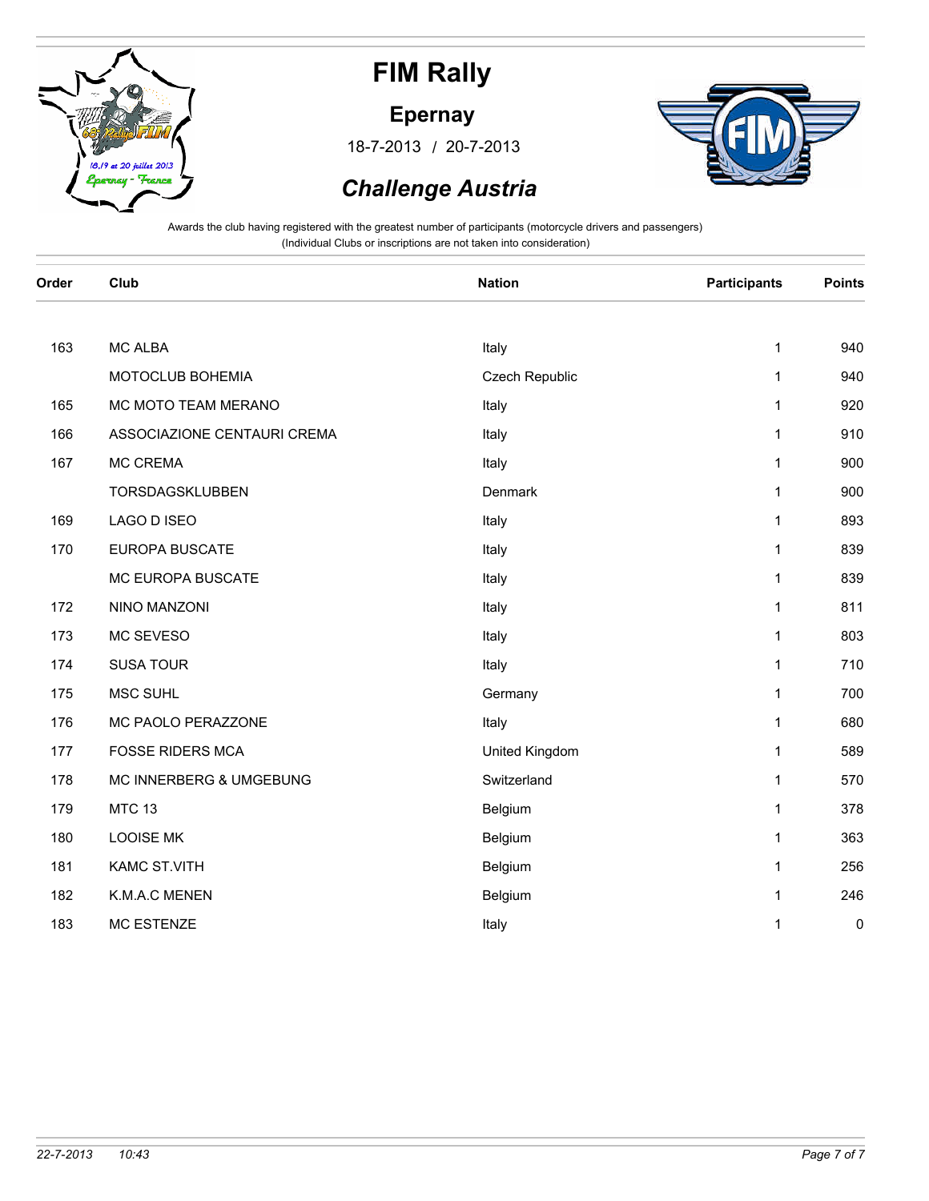# FIM Rally

## Epernay

18-7-2013 / 20-7-2013

## *Challenge Austria*

Awards the club having registered with the greatest number of participants (motorcycle drivers and passengers)
(Individual Clubs or inscriptions are not taken into consideration)

| Order | Club | Nation | Participants | Points |
|---|---|---|---|---|
| 163 | MC ALBA | Italy | 1 | 940 |
| | MOTOCLUB BOHEMIA | Czech Republic | 1 | 940 |
| 165 | MC MOTO TEAM MERANO | Italy | 1 | 920 |
| 166 | ASSOCIAZIONE CENTAURI CREMA | Italy | 1 | 910 |
| 167 | MC CREMA | Italy | 1 | 900 |
| | TORSDAGSKLUBBEN | Denmark | 1 | 900 |
| 169 | LAGO D ISEO | Italy | 1 | 893 |
| 170 | EUROPA BUSCATE | Italy | 1 | 839 |
| | MC EUROPA BUSCATE | Italy | 1 | 839 |
| 172 | NINO MANZONI | Italy | 1 | 811 |
| 173 | MC SEVESO | Italy | 1 | 803 |
| 174 | SUSA TOUR | Italy | 1 | 710 |
| 175 | MSC SUHL | Germany | 1 | 700 |
| 176 | MC PAOLO PERAZZONE | Italy | 1 | 680 |
| 177 | FOSSE RIDERS MCA | United Kingdom | 1 | 589 |
| 178 | MC INNERBERG & UMGEBUNG | Switzerland | 1 | 570 |
| 179 | MTC 13 | Belgium | 1 | 378 |
| 180 | LOOISE MK | Belgium | 1 | 363 |
| 181 | KAMC ST.VITH | Belgium | 1 | 256 |
| 182 | K.M.A.C MENEN | Belgium | 1 | 246 |
| 183 | MC ESTENZE | Italy | 1 | 0 |

*22-7-2013 10:43*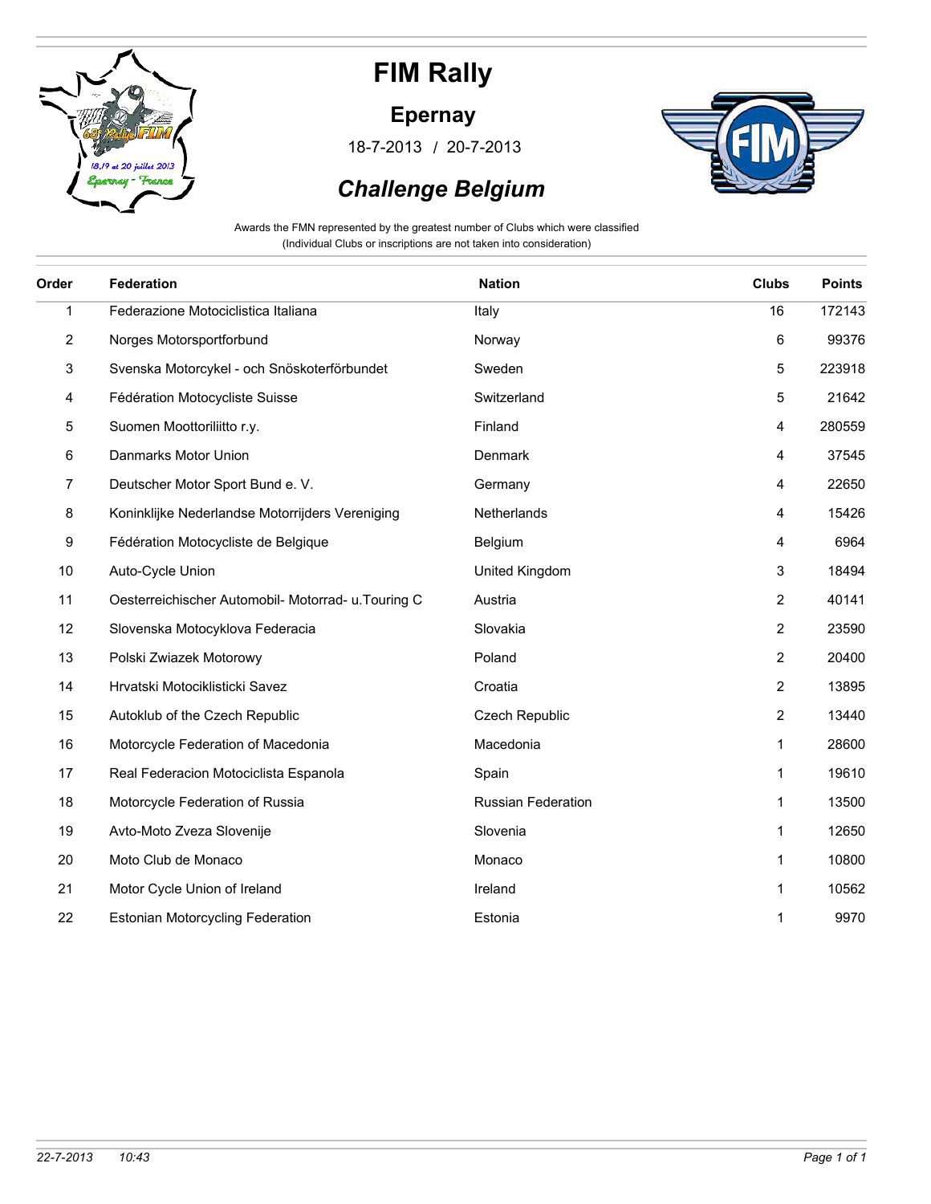# FIM Rally

## Epernay

18-7-2013 / 20-7-2013

## *Challenge Belgium*

Awards the FMN represented by the greatest number of Clubs which were classified
(Individual Clubs or inscriptions are not taken into consideration)

| Order | Federation | Nation | Clubs | Points |
|---|---|---|---|---|
| 1 | Federazione Motociclistica Italiana | Italy | 16 | 172143 |
| 2 | Norges Motorsportforbund | Norway | 6 | 99376 |
| 3 | Svenska Motorcykel - och Snöskoterförbundet | Sweden | 5 | 223918 |
| 4 | Fédération Motocycliste Suisse | Switzerland | 5 | 21642 |
| 5 | Suomen Moottoriliitto r.y. | Finland | 4 | 280559 |
| 6 | Danmarks Motor Union | Denmark | 4 | 37545 |
| 7 | Deutscher Motor Sport Bund e. V. | Germany | 4 | 22650 |
| 8 | Koninklijke Nederlandse Motorrijders Vereniging | Netherlands | 4 | 15426 |
| 9 | Fédération Motocycliste de Belgique | Belgium | 4 | 6964 |
| 10 | Auto-Cycle Union | United Kingdom | 3 | 18494 |
| 11 | Oesterreichischer Automobil- Motorrad- u.Touring C | Austria | 2 | 40141 |
| 12 | Slovenska Motocyklova Federacia | Slovakia | 2 | 23590 |
| 13 | Polski Zwiazek Motorowy | Poland | 2 | 20400 |
| 14 | Hrvatski Motociklisticki Savez | Croatia | 2 | 13895 |
| 15 | Autoklub of the Czech Republic | Czech Republic | 2 | 13440 |
| 16 | Motorcycle Federation of Macedonia | Macedonia | 1 | 28600 |
| 17 | Real Federacion Motociclista Espanola | Spain | 1 | 19610 |
| 18 | Motorcycle Federation of Russia | Russian Federation | 1 | 13500 |
| 19 | Avto-Moto Zveza Slovenije | Slovenia | 1 | 12650 |
| 20 | Moto Club de Monaco | Monaco | 1 | 10800 |
| 21 | Motor Cycle Union of Ireland | Ireland | 1 | 10562 |
| 22 | Estonian Motorcycling Federation | Estonia | 1 | 9970 |

*22-7-2013 10:43*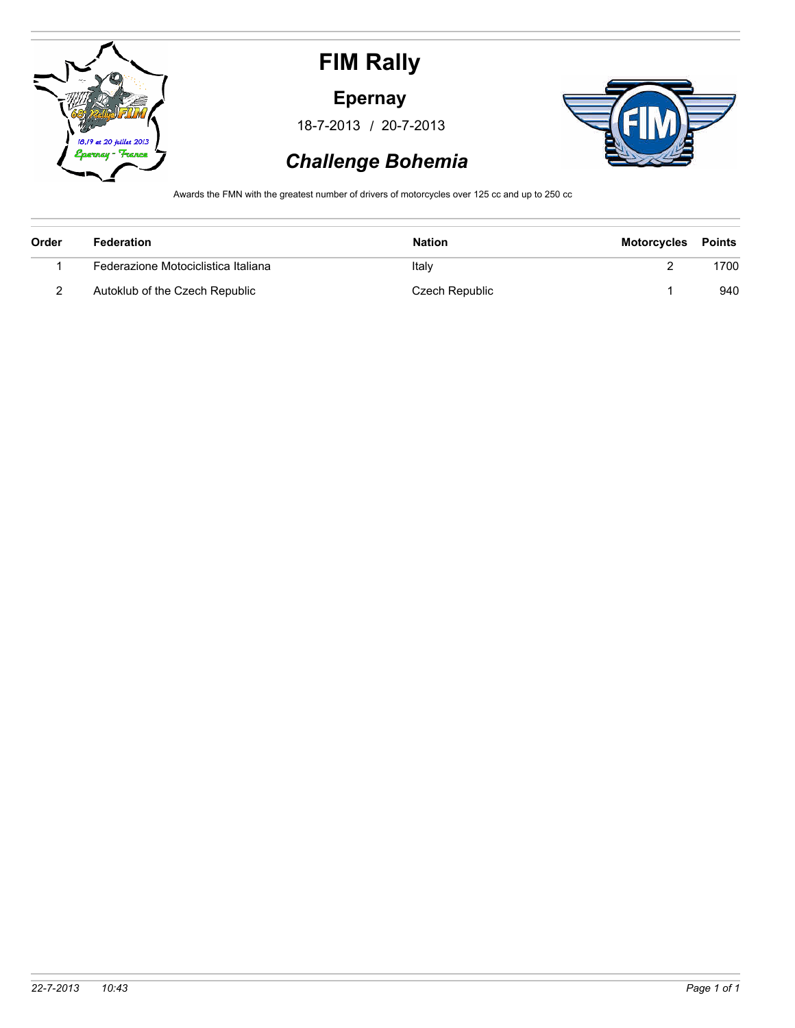# FIM Rally

## Epernay

18-7-2013 / 20-7-2013

## *Challenge Bohemia*

Awards the FMN with the greatest number of drivers of motorcycles over 125 cc and up to 250 cc

| Order | Federation | Nation | Motorcycles | Points |
|---|---|---|---|---|
| 1 | Federazione Motociclistica Italiana | Italy | 2 | 1700 |
| 2 | Autoklub of the Czech Republic | Czech Republic | 1 | 940 |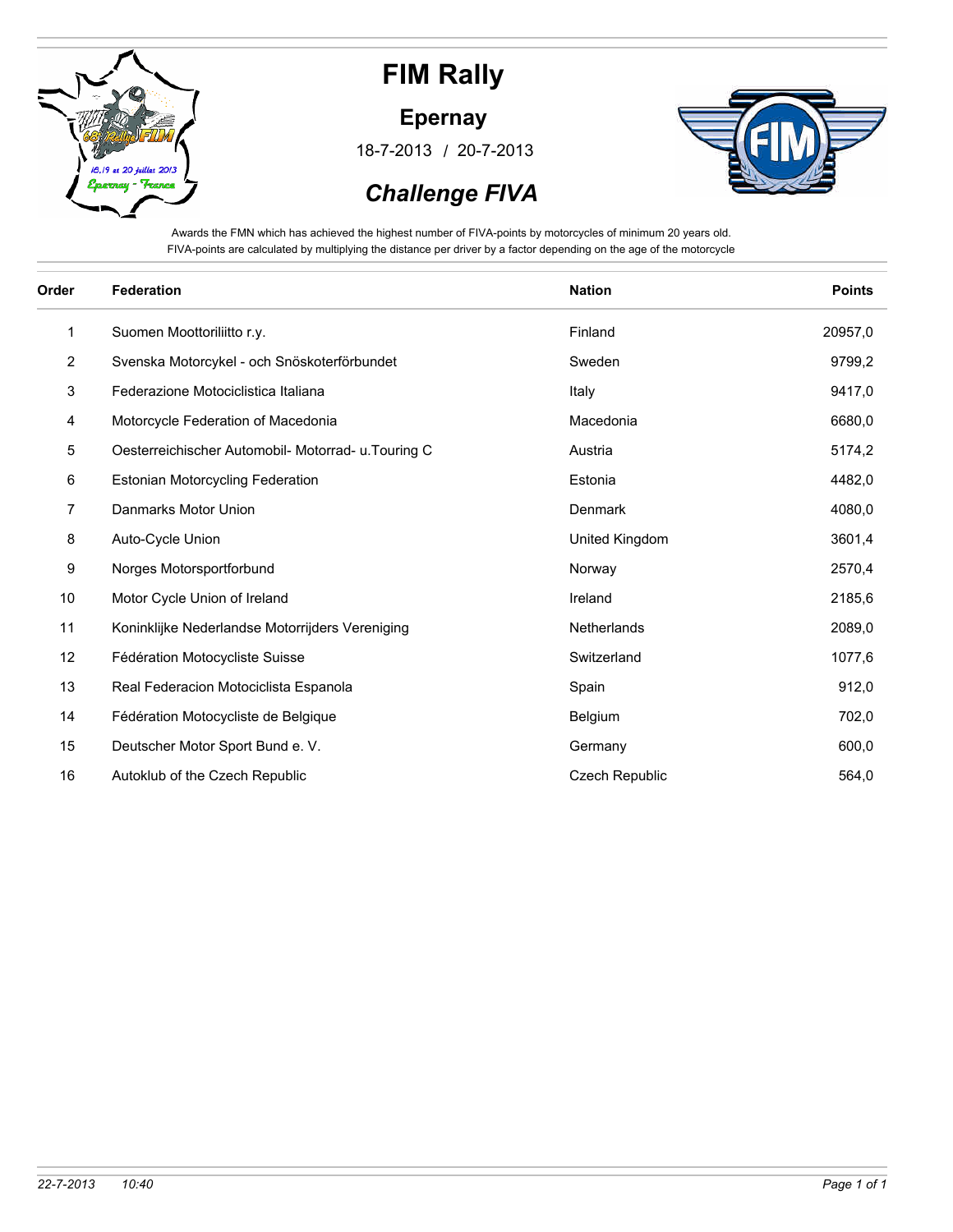# FIM Rally

## Epernay

18-7-2013 / 20-7-2013

## *Challenge FIVA*

Awards the FMN which has achieved the highest number of FIVA-points by motorcycles of minimum 20 years old.
FIVA-points are calculated by multiplying the distance per driver by a factor depending on the age of the motorcycle

| Order | Federation | Nation | Points |
|---|---|---|---|
| 1 | Suomen Moottoriliitto r.y. | Finland | 20957,0 |
| 2 | Svenska Motorcykel - och Snöskoterförbundet | Sweden | 9799,2 |
| 3 | Federazione Motociclistica Italiana | Italy | 9417,0 |
| 4 | Motorcycle Federation of Macedonia | Macedonia | 6680,0 |
| 5 | Oesterreichischer Automobil- Motorrad- u.Touring C | Austria | 5174,2 |
| 6 | Estonian Motorcycling Federation | Estonia | 4482,0 |
| 7 | Danmarks Motor Union | Denmark | 4080,0 |
| 8 | Auto-Cycle Union | United Kingdom | 3601,4 |
| 9 | Norges Motorsportforbund | Norway | 2570,4 |
| 10 | Motor Cycle Union of Ireland | Ireland | 2185,6 |
| 11 | Koninklijke Nederlandse Motorrijders Vereniging | Netherlands | 2089,0 |
| 12 | Fédération Motocycliste Suisse | Switzerland | 1077,6 |
| 13 | Real Federacion Motociclista Espanola | Spain | 912,0 |
| 14 | Fédération Motocycliste de Belgique | Belgium | 702,0 |
| 15 | Deutscher Motor Sport Bund e. V. | Germany | 600,0 |
| 16 | Autoklub of the Czech Republic | Czech Republic | 564,0 |

*22-7-2013 10:40*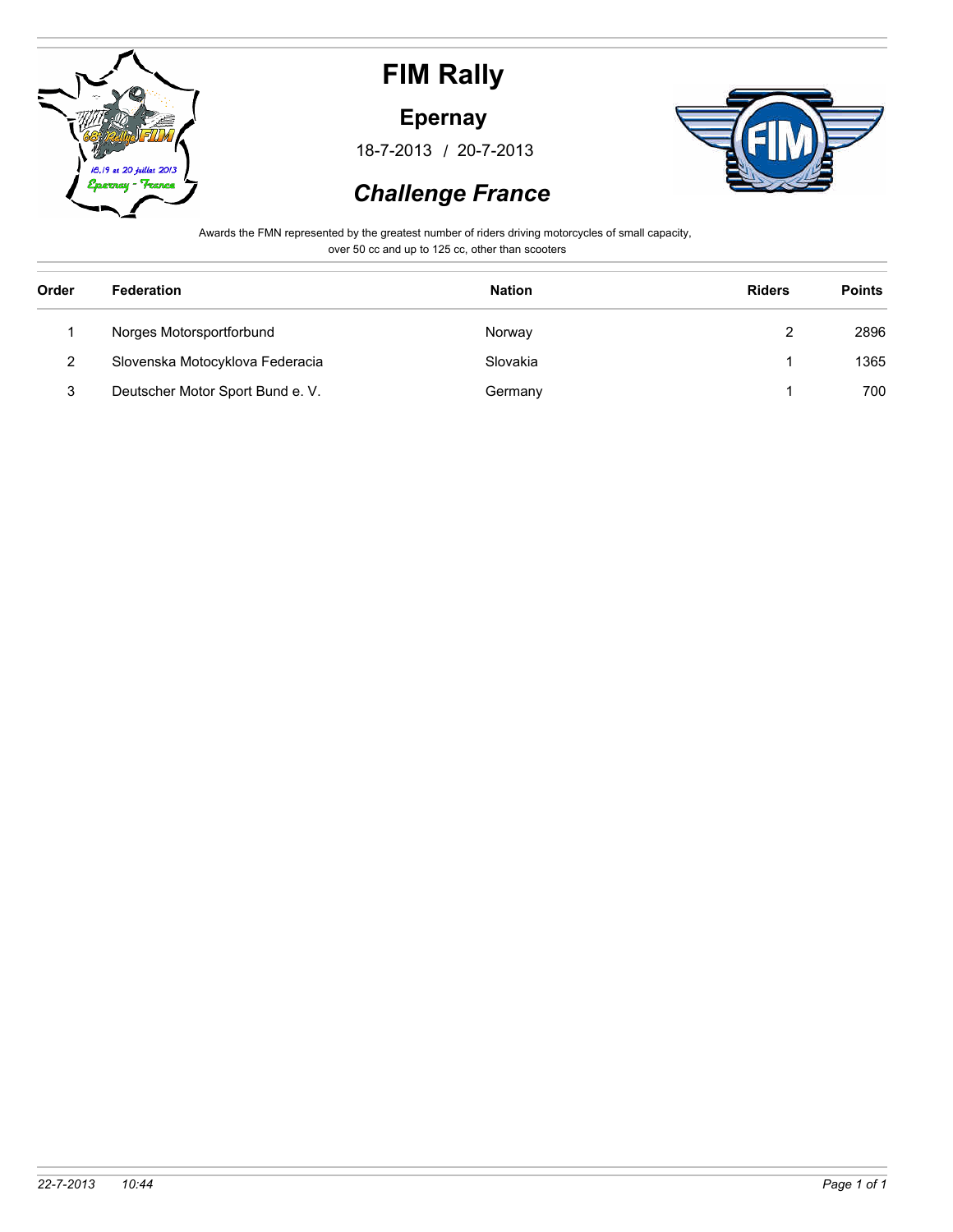# FIM Rally

## Epernay

18-7-2013 / 20-7-2013

## *Challenge France*

Awards the FMN represented by the greatest number of riders driving motorcycles of small capacity, over 50 cc and up to 125 cc, other than scooters

| Order | Federation | Nation | Riders | Points |
|---|---|---|---|---|
| 1 | Norges Motorsportforbund | Norway | 2 | 2896 |
| 2 | Slovenska Motocyklova Federacia | Slovakia | 1 | 1365 |
| 3 | Deutscher Motor Sport Bund e. V. | Germany | 1 | 700 |

*22-7-2013 10:44*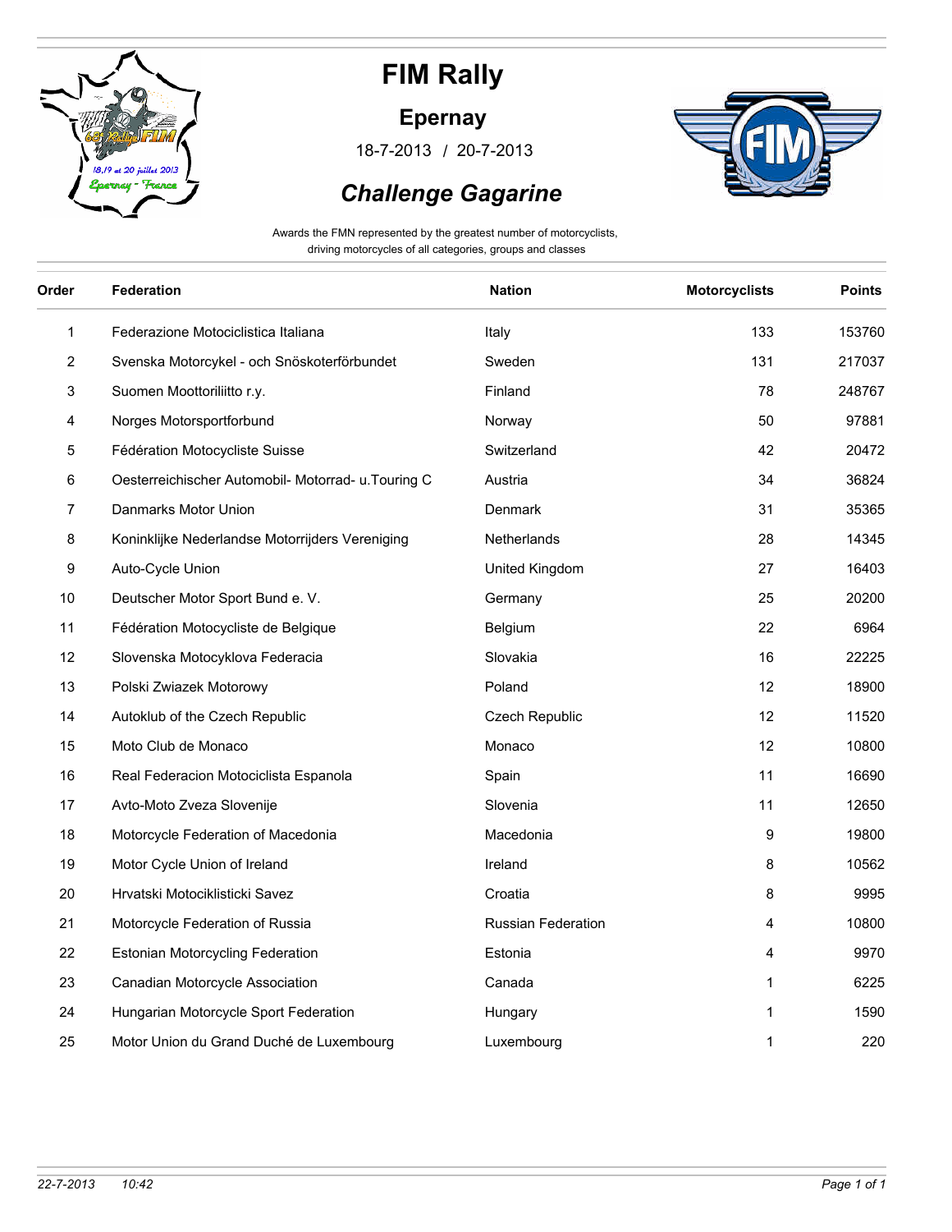# FIM Rally

## Epernay

18-7-2013 / 20-7-2013

## *Challenge Gagarine*

Awards the FMN represented by the greatest number of motorcyclists, driving motorcycles of all categories, groups and classes

| Order | Federation | Nation | Motorcyclists | Points |
|---|---|---|---|---|
| 1 | Federazione Motociclistica Italiana | Italy | 133 | 153760 |
| 2 | Svenska Motorcykel - och Snöskoterförbundet | Sweden | 131 | 217037 |
| 3 | Suomen Moottoriliitto r.y. | Finland | 78 | 248767 |
| 4 | Norges Motorsportforbund | Norway | 50 | 97881 |
| 5 | Fédération Motocycliste Suisse | Switzerland | 42 | 20472 |
| 6 | Oesterreichischer Automobil- Motorrad- u.Touring C | Austria | 34 | 36824 |
| 7 | Danmarks Motor Union | Denmark | 31 | 35365 |
| 8 | Koninklijke Nederlandse Motorrijders Vereniging | Netherlands | 28 | 14345 |
| 9 | Auto-Cycle Union | United Kingdom | 27 | 16403 |
| 10 | Deutscher Motor Sport Bund e. V. | Germany | 25 | 20200 |
| 11 | Fédération Motocycliste de Belgique | Belgium | 22 | 6964 |
| 12 | Slovenska Motocyklova Federacia | Slovakia | 16 | 22225 |
| 13 | Polski Zwiazek Motorowy | Poland | 12 | 18900 |
| 14 | Autoklub of the Czech Republic | Czech Republic | 12 | 11520 |
| 15 | Moto Club de Monaco | Monaco | 12 | 10800 |
| 16 | Real Federacion Motociclista Espanola | Spain | 11 | 16690 |
| 17 | Avto-Moto Zveza Slovenije | Slovenia | 11 | 12650 |
| 18 | Motorcycle Federation of Macedonia | Macedonia | 9 | 19800 |
| 19 | Motor Cycle Union of Ireland | Ireland | 8 | 10562 |
| 20 | Hrvatski Motociklisticki Savez | Croatia | 8 | 9995 |
| 21 | Motorcycle Federation of Russia | Russian Federation | 4 | 10800 |
| 22 | Estonian Motorcycling Federation | Estonia | 4 | 9970 |
| 23 | Canadian Motorcycle Association | Canada | 1 | 6225 |
| 24 | Hungarian Motorcycle Sport Federation | Hungary | 1 | 1590 |
| 25 | Motor Union du Grand Duché de Luxembourg | Luxembourg | 1 | 220 |

*22-7-2013 10:42*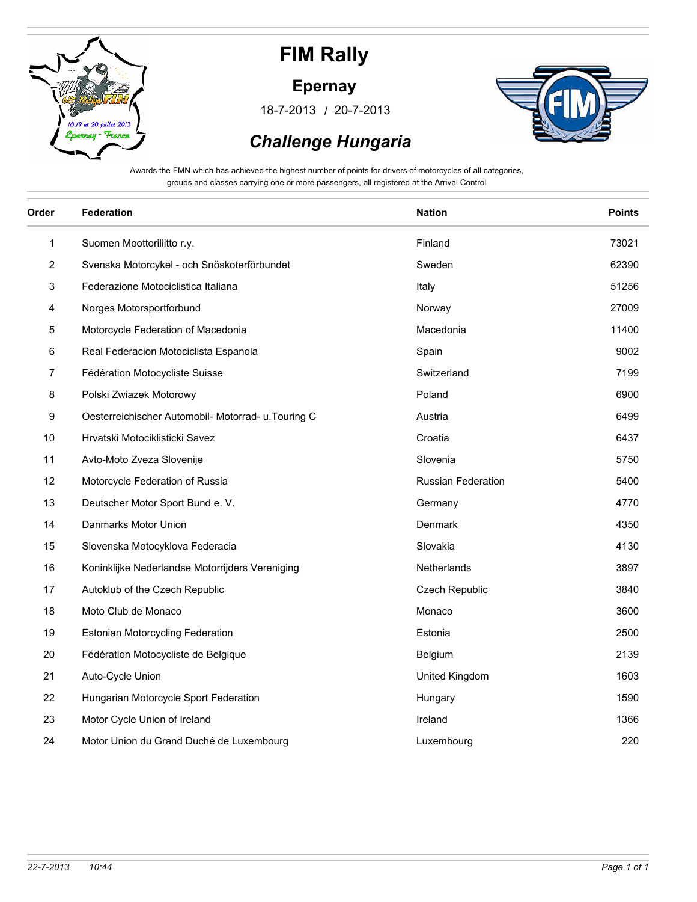# FIM Rally

## Epernay

18-7-2013 / 20-7-2013

## *Challenge Hungaria*

Awards the FMN which has achieved the highest number of points for drivers of motorcycles of all categories, groups and classes carrying one or more passengers, all registered at the Arrival Control

| Order | Federation | Nation | Points |
|---|---|---|---|
| 1 | Suomen Moottoriliitto r.y. | Finland | 73021 |
| 2 | Svenska Motorcykel - och Snöskoterförbundet | Sweden | 62390 |
| 3 | Federazione Motociclistica Italiana | Italy | 51256 |
| 4 | Norges Motorsportforbund | Norway | 27009 |
| 5 | Motorcycle Federation of Macedonia | Macedonia | 11400 |
| 6 | Real Federacion Motociclista Espanola | Spain | 9002 |
| 7 | Fédération Motocycliste Suisse | Switzerland | 7199 |
| 8 | Polski Zwiazek Motorowy | Poland | 6900 |
| 9 | Oesterreichischer Automobil- Motorrad- u.Touring C | Austria | 6499 |
| 10 | Hrvatski Motociklisticki Savez | Croatia | 6437 |
| 11 | Avto-Moto Zveza Slovenije | Slovenia | 5750 |
| 12 | Motorcycle Federation of Russia | Russian Federation | 5400 |
| 13 | Deutscher Motor Sport Bund e. V. | Germany | 4770 |
| 14 | Danmarks Motor Union | Denmark | 4350 |
| 15 | Slovenska Motocyklova Federacia | Slovakia | 4130 |
| 16 | Koninklijke Nederlandse Motorrijders Vereniging | Netherlands | 3897 |
| 17 | Autoklub of the Czech Republic | Czech Republic | 3840 |
| 18 | Moto Club de Monaco | Monaco | 3600 |
| 19 | Estonian Motorcycling Federation | Estonia | 2500 |
| 20 | Fédération Motocycliste de Belgique | Belgium | 2139 |
| 21 | Auto-Cycle Union | United Kingdom | 1603 |
| 22 | Hungarian Motorcycle Sport Federation | Hungary | 1590 |
| 23 | Motor Cycle Union of Ireland | Ireland | 1366 |
| 24 | Motor Union du Grand Duché de Luxembourg | Luxembourg | 220 |

*22-7-2013 10:44*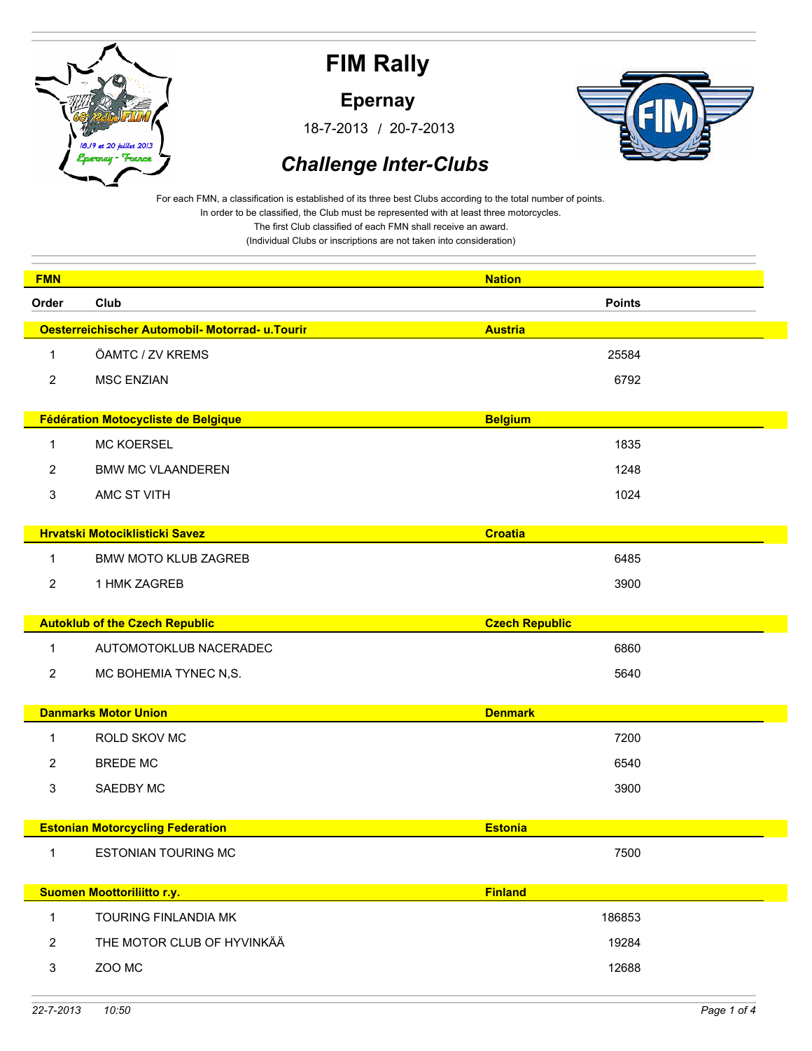# FIM Rally

## Epernay

18-7-2013 / 20-7-2013

## *Challenge Inter-Clubs*

For each FMN, a classification is established of its three best Clubs according to the total number of points.
In order to be classified, the Club must be represented with at least three motorcycles.
The first Club classified of each FMN shall receive an award.
(Individual Clubs or inscriptions are not taken into consideration)

| Order | Club | Points |
|---|---|---|
| **Oesterreichischer Automobil- Motorrad- u.Tourir** | **Austria** | |
| 1 | ÖAMTC / ZV KREMS | 25584 |
| 2 | MSC ENZIAN | 6792 |
| **Fédération Motocycliste de Belgique** | **Belgium** | |
| 1 | MC KOERSEL | 1835 |
| 2 | BMW MC VLAANDEREN | 1248 |
| 3 | AMC ST VITH | 1024 |
| **Hrvatski Motociklisticki Savez** | **Croatia** | |
| 1 | BMW MOTO KLUB ZAGREB | 6485 |
| 2 | 1 HMK ZAGREB | 3900 |
| **Autoklub of the Czech Republic** | **Czech Republic** | |
| 1 | AUTOMOTOKLUB NACERADEC | 6860 |
| 2 | MC BOHEMIA TYNEC N,S. | 5640 |
| **Danmarks Motor Union** | **Denmark** | |
| 1 | ROLD SKOV MC | 7200 |
| 2 | BREDE MC | 6540 |
| 3 | SAEDBY MC | 3900 |
| **Estonian Motorcycling Federation** | **Estonia** | |
| 1 | ESTONIAN TOURING MC | 7500 |
| **Suomen Moottoriliitto r.y.** | **Finland** | |
| 1 | TOURING FINLANDIA MK | 186853 |
| 2 | THE MOTOR CLUB OF HYVINKÄÄ | 19284 |
| 3 | ZOO MC | 12688 |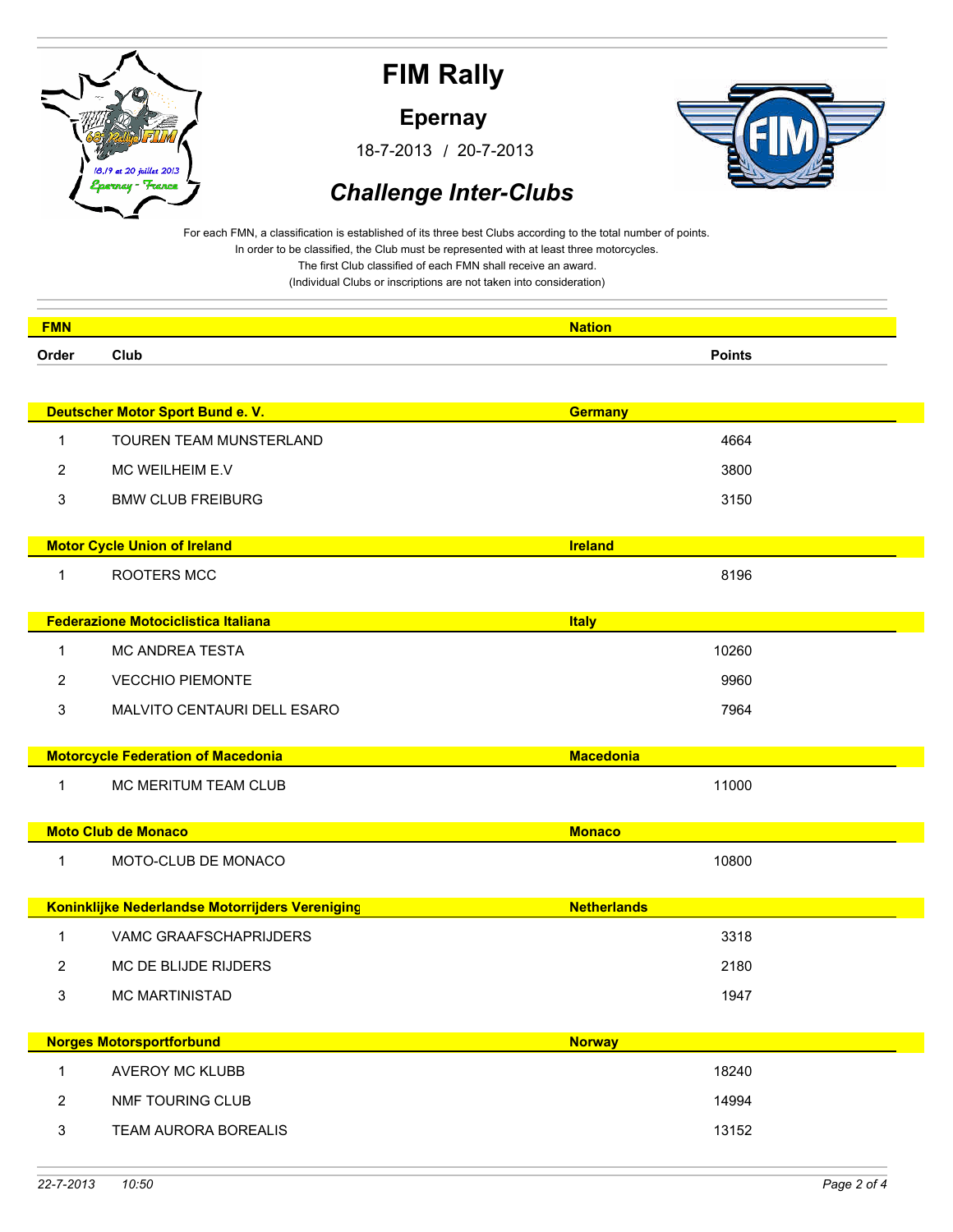# FIM Rally

## Epernay

18-7-2013 / 20-7-2013

## *Challenge Inter-Clubs*

For each FMN, a classification is established of its three best Clubs according to the total number of points.
In order to be classified, the Club must be represented with at least three motorcycles.
The first Club classified of each FMN shall receive an award.
(Individual Clubs or inscriptions are not taken into consideration)

| Order | Club | Points |
|---|---|---|
| **Deutscher Motor Sport Bund e. V.** | **Germany** | |
| 1 | TOUREN TEAM MUNSTERLAND | 4664 |
| 2 | MC WEILHEIM E.V | 3800 |
| 3 | BMW CLUB FREIBURG | 3150 |
| **Motor Cycle Union of Ireland** | **Ireland** | |
| 1 | ROOTERS MCC | 8196 |
| **Federazione Motociclistica Italiana** | **Italy** | |
| 1 | MC ANDREA TESTA | 10260 |
| 2 | VECCHIO PIEMONTE | 9960 |
| 3 | MALVITO CENTAURI DELL ESARO | 7964 |
| **Motorcycle Federation of Macedonia** | **Macedonia** | |
| 1 | MC MERITUM TEAM CLUB | 11000 |
| **Moto Club de Monaco** | **Monaco** | |
| 1 | MOTO-CLUB DE MONACO | 10800 |
| **Koninklijke Nederlandse Motorrijders Vereniging** | **Netherlands** | |
| 1 | VAMC GRAAFSCHAPRIJDERS | 3318 |
| 2 | MC DE BLIJDE RIJDERS | 2180 |
| 3 | MC MARTINISTAD | 1947 |
| **Norges Motorsportforbund** | **Norway** | |
| 1 | AVEROY MC KLUBB | 18240 |
| 2 | NMF TOURING CLUB | 14994 |
| 3 | TEAM AURORA BOREALIS | 13152 |

*22-7-2013 10:50*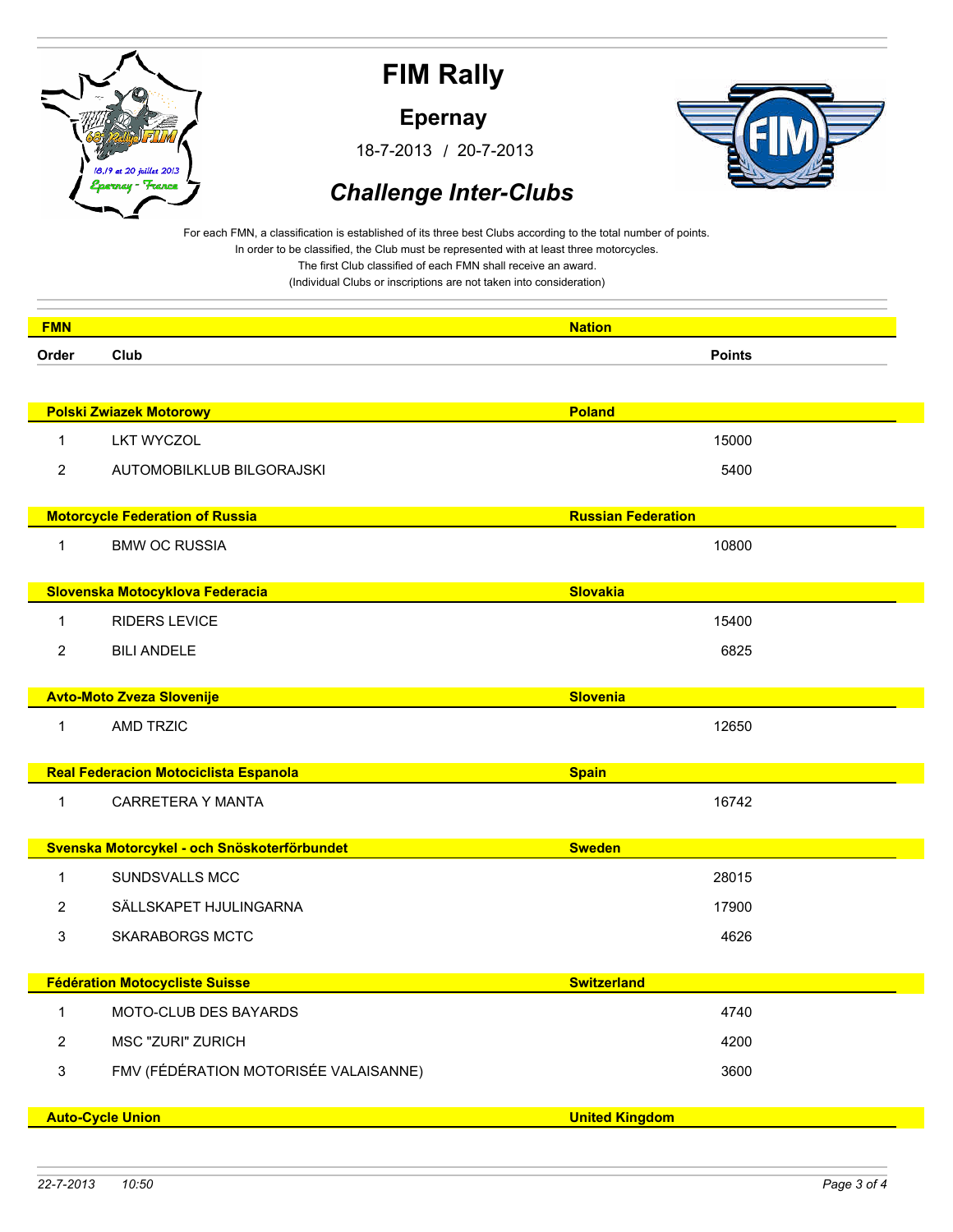# FIM Rally

## Epernay

18-7-2013 / 20-7-2013

## *Challenge Inter-Clubs*

For each FMN, a classification is established of its three best Clubs according to the total number of points.
In order to be classified, the Club must be represented with at least three motorcycles.
The first Club classified of each FMN shall receive an award.
(Individual Clubs or inscriptions are not taken into consideration)

| Order | Club | Points |
|---|---|---|
| **Polski Zwiazek Motorowy** | **Poland** | |
| 1 | LKT WYCZOL | 15000 |
| 2 | AUTOMOBILKLUB BILGORAJSKI | 5400 |
| **Motorcycle Federation of Russia** | **Russian Federation** | |
| 1 | BMW OC RUSSIA | 10800 |
| **Slovenska Motocyklova Federacia** | **Slovakia** | |
| 1 | RIDERS LEVICE | 15400 |
| 2 | BILI ANDELE | 6825 |
| **Avto-Moto Zveza Slovenije** | **Slovenia** | |
| 1 | AMD TRZIC | 12650 |
| **Real Federacion Motociclista Espanola** | **Spain** | |
| 1 | CARRETERA Y MANTA | 16742 |
| **Svenska Motorcykel - och Snöskoterförbundet** | **Sweden** | |
| 1 | SUNDSVALLS MCC | 28015 |
| 2 | SÄLLSKAPET HJULINGARNA | 17900 |
| 3 | SKARABORGS MCTC | 4626 |
| **Fédération Motocycliste Suisse** | **Switzerland** | |
| 1 | MOTO-CLUB DES BAYARDS | 4740 |
| 2 | MSC "ZURI" ZURICH | 4200 |
| 3 | FMV (FÉDÉRATION MOTORISÉE VALAISANNE) | 3600 |
| **Auto-Cycle Union** | **United Kingdom** | |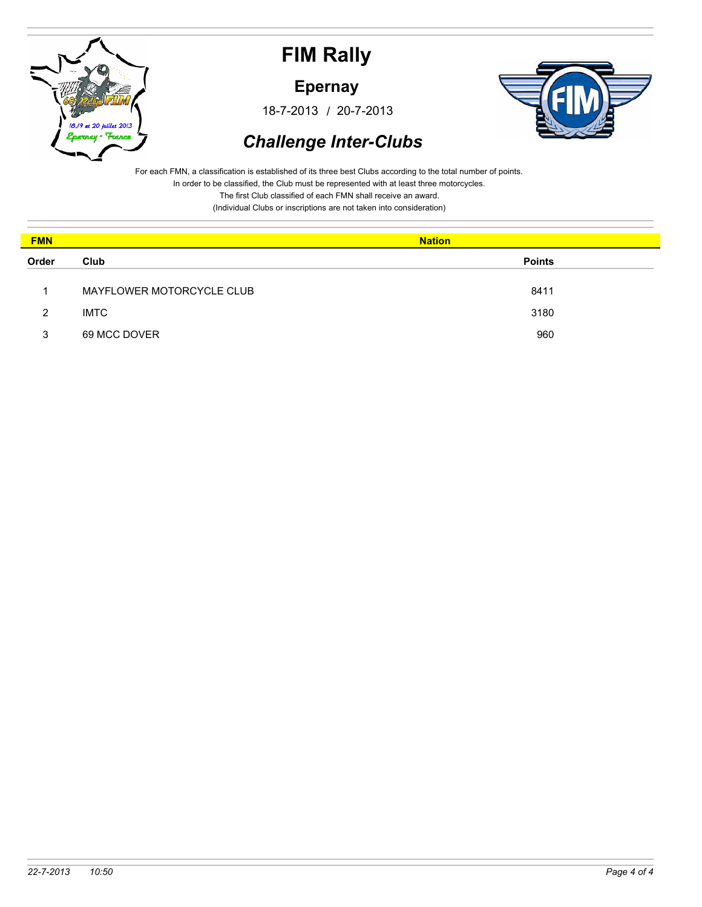# FIM Rally

## Epernay

18-7-2013 / 20-7-2013

### *Challenge Inter-Clubs*

For each FMN, a classification is established of its three best Clubs according to the total number of points.
In order to be classified, the Club must be represented with at least three motorcycles.
The first Club classified of each FMN shall receive an award.
(Individual Clubs or inscriptions are not taken into consideration)

| **FMN** | **Nation** | |
|---|---|---|
| **Order** | **Club** | **Points** |
| 1 | MAYFLOWER MOTORCYCLE CLUB | 8411 |
| 2 | IMTC | 3180 |
| 3 | 69 MCC DOVER | 960 |

*22-7-2013 10:50*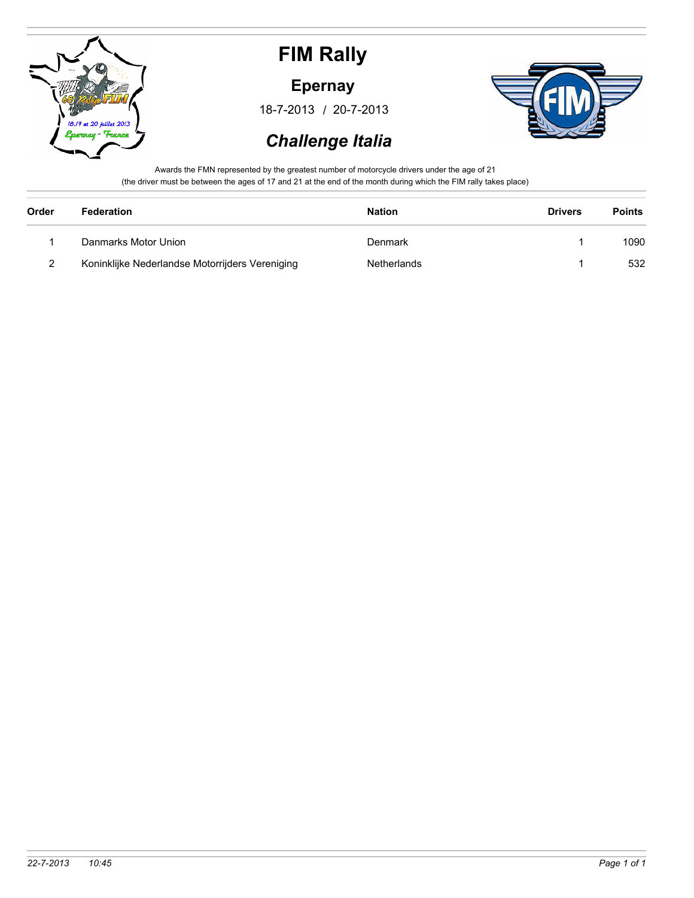# FIM Rally

## Epernay

18-7-2013 / 20-7-2013

## *Challenge Italia*

Awards the FMN represented by the greatest number of motorcycle drivers under the age of 21
(the driver must be between the ages of 17 and 21 at the end of the month during which the FIM rally takes place)

| Order | Federation | Nation | Drivers | Points |
|---|---|---|---|---|
| 1 | Danmarks Motor Union | Denmark | 1 | 1090 |
| 2 | Koninklijke Nederlandse Motorrijders Vereniging | Netherlands | 1 | 532 |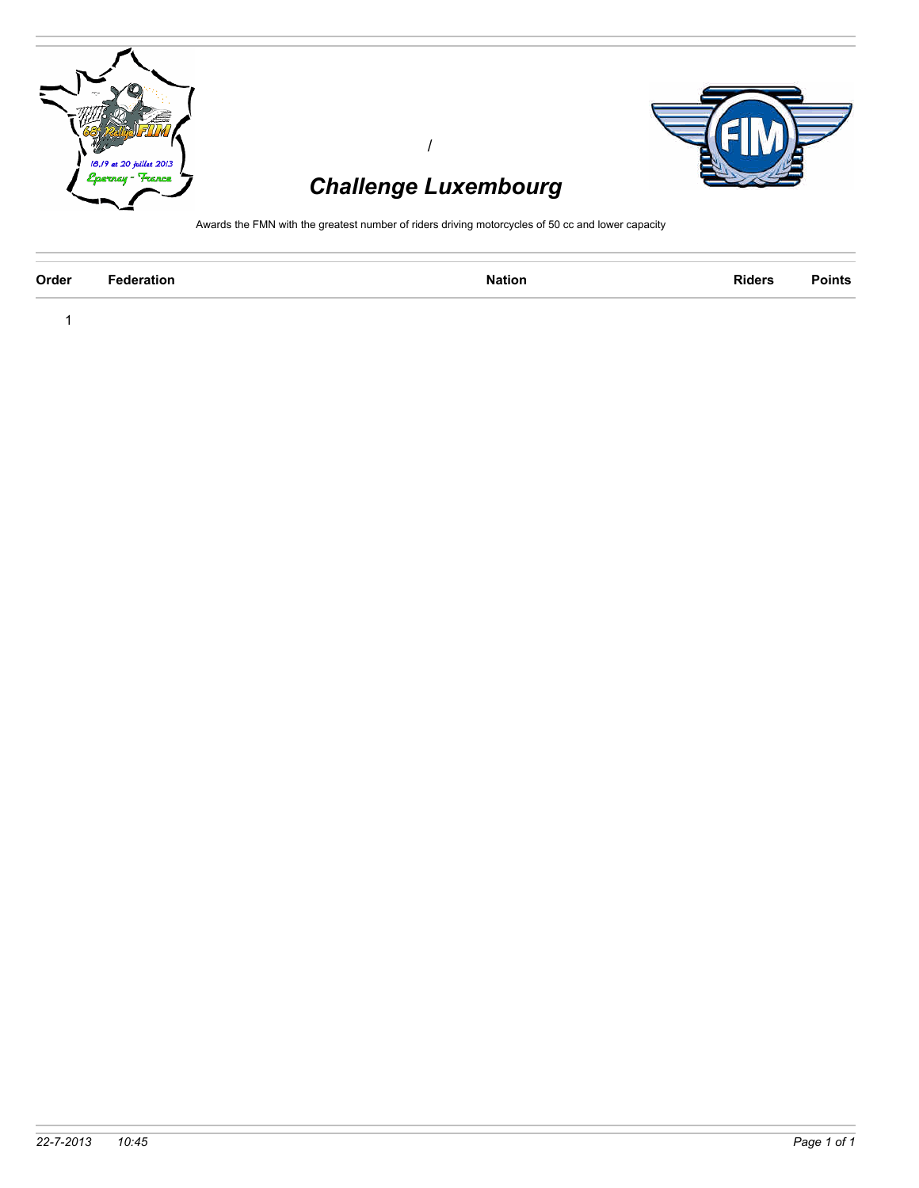/

# *Challenge Luxembourg*

Awards the FMN with the greatest number of riders driving motorcycles of 50 cc and lower capacity

| Order | Federation | Nation | Riders | Points |
|---|---|---|---|---|
| 1 | | | | |

*22-7-2013 10:45*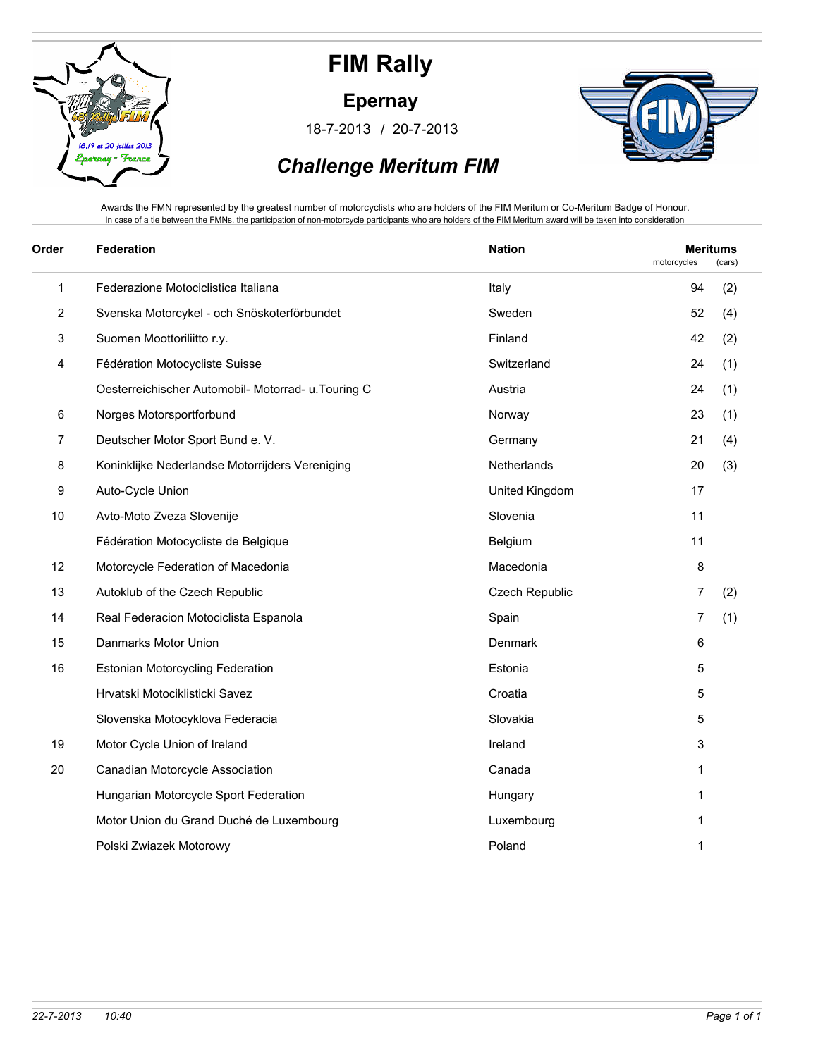# FIM Rally

## Epernay

18-7-2013 / 20-7-2013

## *Challenge Meritum FIM*

Awards the FMN represented by the greatest number of motorcyclists who are holders of the FIM Meritum or Co-Meritum Badge of Honour.
In case of a tie between the FMNs, the participation of non-motorcycle participants who are holders of the FIM Meritum award will be taken into consideration

| Order | Federation | Nation | Meritums motorcycles | (cars) |
|---|---|---|---|---|
| 1 | Federazione Motociclistica Italiana | Italy | 94 | (2) |
| 2 | Svenska Motorcykel - och Snöskoterförbundet | Sweden | 52 | (4) |
| 3 | Suomen Moottoriliitto r.y. | Finland | 42 | (2) |
| 4 | Fédération Motocycliste Suisse | Switzerland | 24 | (1) |
| | Oesterreichischer Automobil- Motorrad- u.Touring C | Austria | 24 | (1) |
| 6 | Norges Motorsportforbund | Norway | 23 | (1) |
| 7 | Deutscher Motor Sport Bund e. V. | Germany | 21 | (4) |
| 8 | Koninklijke Nederlandse Motorrijders Vereniging | Netherlands | 20 | (3) |
| 9 | Auto-Cycle Union | United Kingdom | 17 | |
| 10 | Avto-Moto Zveza Slovenije | Slovenia | 11 | |
| | Fédération Motocycliste de Belgique | Belgium | 11 | |
| 12 | Motorcycle Federation of Macedonia | Macedonia | 8 | |
| 13 | Autoklub of the Czech Republic | Czech Republic | 7 | (2) |
| 14 | Real Federacion Motociclista Espanola | Spain | 7 | (1) |
| 15 | Danmarks Motor Union | Denmark | 6 | |
| 16 | Estonian Motorcycling Federation | Estonia | 5 | |
| | Hrvatski Motociklisticki Savez | Croatia | 5 | |
| | Slovenska Motocyklova Federacia | Slovakia | 5 | |
| 19 | Motor Cycle Union of Ireland | Ireland | 3 | |
| 20 | Canadian Motorcycle Association | Canada | 1 | |
| | Hungarian Motorcycle Sport Federation | Hungary | 1 | |
| | Motor Union du Grand Duché de Luxembourg | Luxembourg | 1 | |
| | Polski Zwiazek Motorowy | Poland | 1 | |

22-7-2013 10:40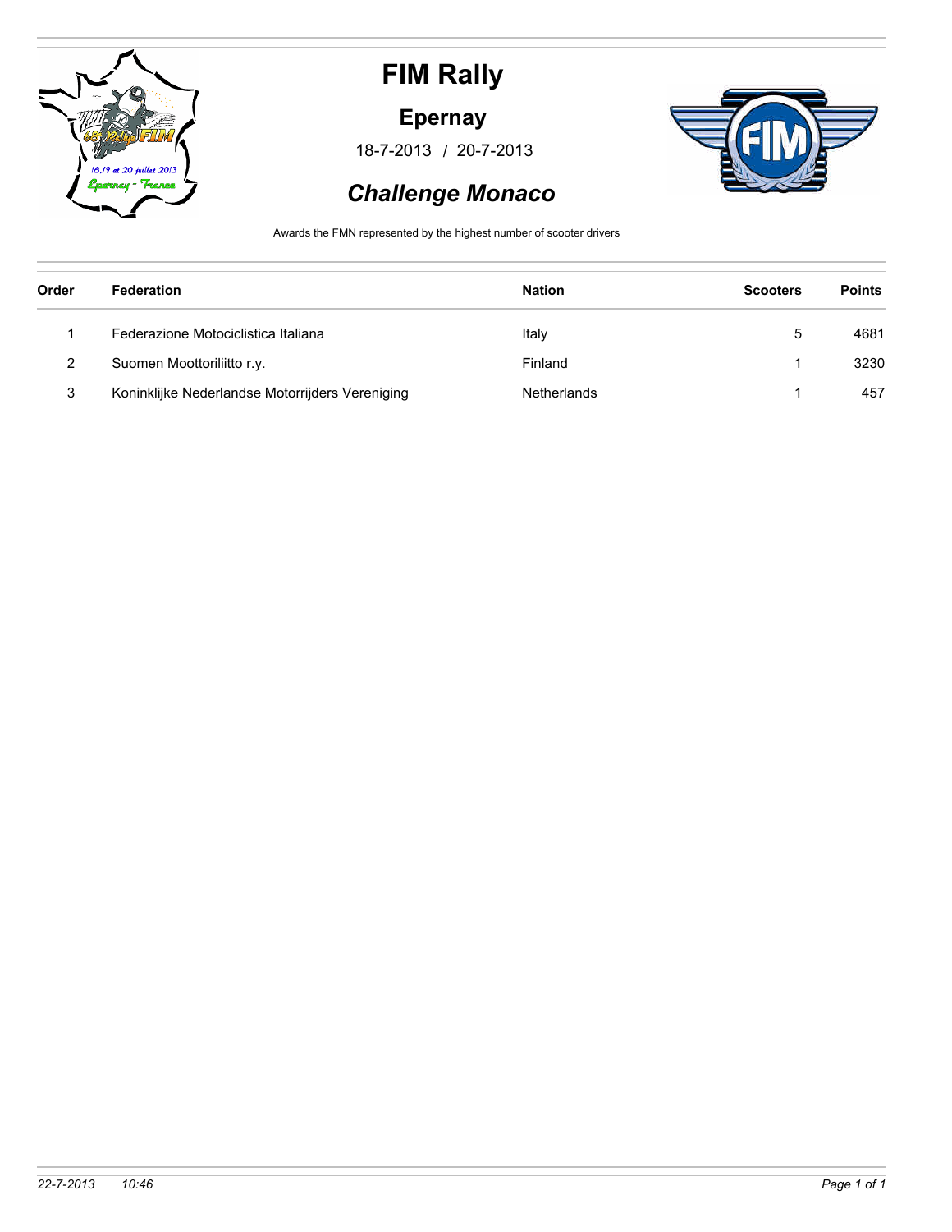# FIM Rally

## Epernay

18-7-2013 / 20-7-2013

## *Challenge Monaco*

Awards the FMN represented by the highest number of scooter drivers

| Order | Federation | Nation | Scooters | Points |
|---|---|---|---|---|
| 1 | Federazione Motociclistica Italiana | Italy | 5 | 4681 |
| 2 | Suomen Moottoriliitto r.y. | Finland | 1 | 3230 |
| 3 | Koninklijke Nederlandse Motorrijders Vereniging | Netherlands | 1 | 457 |

*22-7-2013 10:46*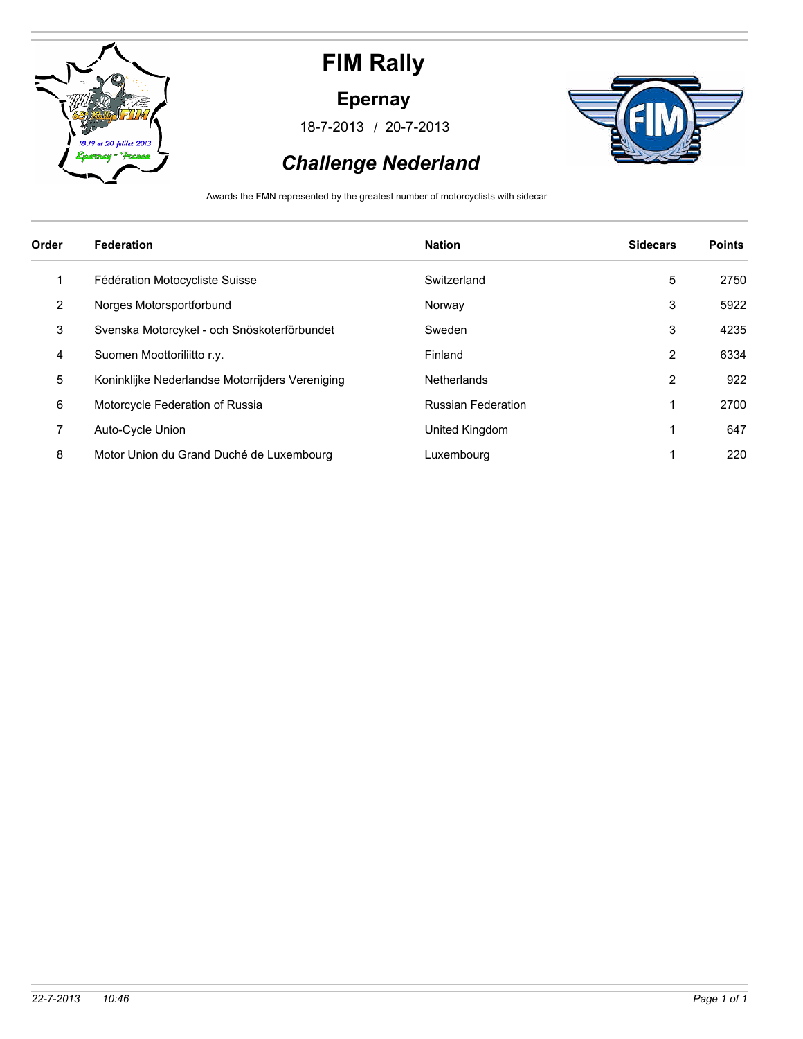# FIM Rally

## Epernay

18-7-2013 / 20-7-2013

## *Challenge Nederland*

Awards the FMN represented by the greatest number of motorcyclists with sidecar

| Order | Federation | Nation | Sidecars | Points |
|---|---|---|---|---|
| 1 | Fédération Motocycliste Suisse | Switzerland | 5 | 2750 |
| 2 | Norges Motorsportforbund | Norway | 3 | 5922 |
| 3 | Svenska Motorcykel - och Snöskoterförbundet | Sweden | 3 | 4235 |
| 4 | Suomen Moottoriliitto r.y. | Finland | 2 | 6334 |
| 5 | Koninklijke Nederlandse Motorrijders Vereniging | Netherlands | 2 | 922 |
| 6 | Motorcycle Federation of Russia | Russian Federation | 1 | 2700 |
| 7 | Auto-Cycle Union | United Kingdom | 1 | 647 |
| 8 | Motor Union du Grand Duché de Luxembourg | Luxembourg | 1 | 220 |

*22-7-2013 10:46*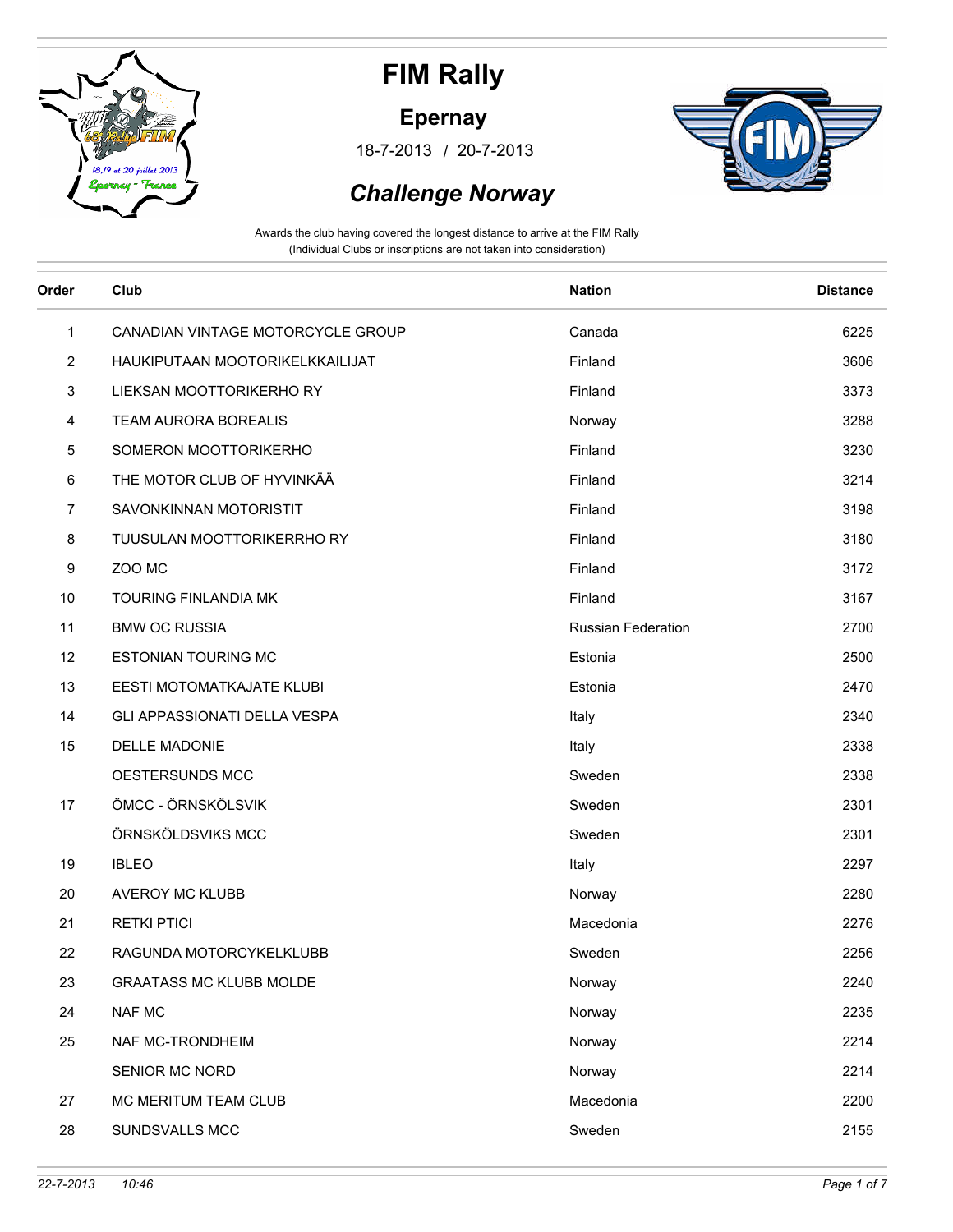# FIM Rally

## Epernay

18-7-2013 / 20-7-2013

## *Challenge Norway*

Awards the club having covered the longest distance to arrive at the FIM Rally
(Individual Clubs or inscriptions are not taken into consideration)

| Order | Club | Nation | Distance |
|---|---|---|---|
| 1 | CANADIAN VINTAGE MOTORCYCLE GROUP | Canada | 6225 |
| 2 | HAUKIPUTAAN MOOTORIKELKKAILIJAT | Finland | 3606 |
| 3 | LIEKSAN MOOTTORIKERHO RY | Finland | 3373 |
| 4 | TEAM AURORA BOREALIS | Norway | 3288 |
| 5 | SOMERON MOOTTORIKERHO | Finland | 3230 |
| 6 | THE MOTOR CLUB OF HYVINKÄÄ | Finland | 3214 |
| 7 | SAVONKINNAN MOTORISTIT | Finland | 3198 |
| 8 | TUUSULAN MOOTTORIKERRHO RY | Finland | 3180 |
| 9 | ZOO MC | Finland | 3172 |
| 10 | TOURING FINLANDIA MK | Finland | 3167 |
| 11 | BMW OC RUSSIA | Russian Federation | 2700 |
| 12 | ESTONIAN TOURING MC | Estonia | 2500 |
| 13 | EESTI MOTOMATKAJATE KLUBI | Estonia | 2470 |
| 14 | GLI APPASSIONATI DELLA VESPA | Italy | 2340 |
| 15 | DELLE MADONIE | Italy | 2338 |
| | OESTERSUNDS MCC | Sweden | 2338 |
| 17 | ÖMCC - ÖRNSKÖLSVIK | Sweden | 2301 |
| | ÖRNSKÖLDSVIKS MCC | Sweden | 2301 |
| 19 | IBLEO | Italy | 2297 |
| 20 | AVEROY MC KLUBB | Norway | 2280 |
| 21 | RETKI PTICI | Macedonia | 2276 |
| 22 | RAGUNDA MOTORCYKELKLUBB | Sweden | 2256 |
| 23 | GRAATASS MC KLUBB MOLDE | Norway | 2240 |
| 24 | NAF MC | Norway | 2235 |
| 25 | NAF MC-TRONDHEIM | Norway | 2214 |
| | SENIOR MC NORD | Norway | 2214 |
| 27 | MC MERITUM TEAM CLUB | Macedonia | 2200 |
| 28 | SUNDSVALLS MCC | Sweden | 2155 |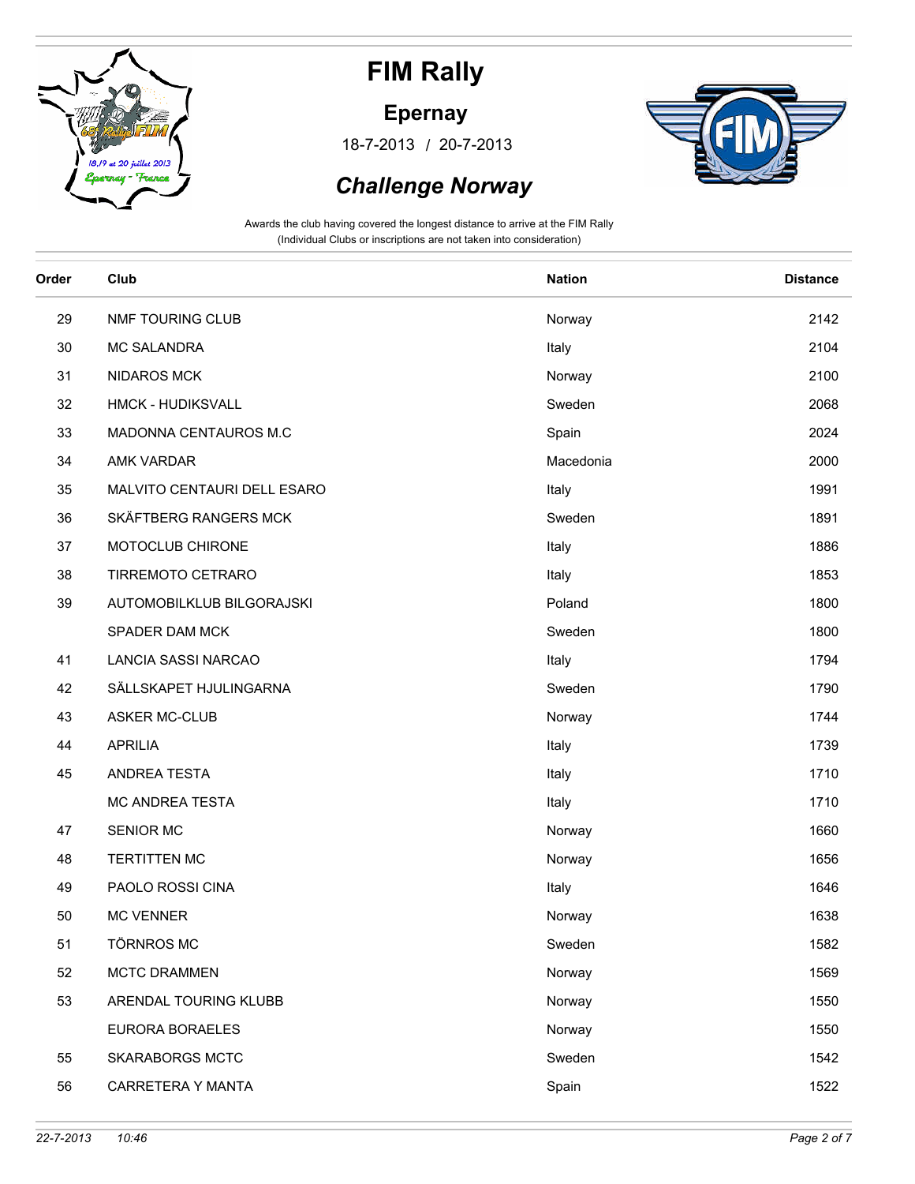# FIM Rally

## Epernay

18-7-2013 / 20-7-2013

## *Challenge Norway*

Awards the club having covered the longest distance to arrive at the FIM Rally
(Individual Clubs or inscriptions are not taken into consideration)

| Order | Club | Nation | Distance |
|---|---|---|---|
| 29 | NMF TOURING CLUB | Norway | 2142 |
| 30 | MC SALANDRA | Italy | 2104 |
| 31 | NIDAROS MCK | Norway | 2100 |
| 32 | HMCK - HUDIKSVALL | Sweden | 2068 |
| 33 | MADONNA CENTAUROS M.C | Spain | 2024 |
| 34 | AMK VARDAR | Macedonia | 2000 |
| 35 | MALVITO CENTAURI DELL ESARO | Italy | 1991 |
| 36 | SKÄFTBERG RANGERS MCK | Sweden | 1891 |
| 37 | MOTOCLUB CHIRONE | Italy | 1886 |
| 38 | TIRREMOTO CETRARO | Italy | 1853 |
| 39 | AUTOMOBILKLUB BILGORAJSKI | Poland | 1800 |
| | SPADER DAM MCK | Sweden | 1800 |
| 41 | LANCIA SASSI NARCAO | Italy | 1794 |
| 42 | SÄLLSKAPET HJULINGARNA | Sweden | 1790 |
| 43 | ASKER MC-CLUB | Norway | 1744 |
| 44 | APRILIA | Italy | 1739 |
| 45 | ANDREA TESTA | Italy | 1710 |
| | MC ANDREA TESTA | Italy | 1710 |
| 47 | SENIOR MC | Norway | 1660 |
| 48 | TERTITTEN MC | Norway | 1656 |
| 49 | PAOLO ROSSI CINA | Italy | 1646 |
| 50 | MC VENNER | Norway | 1638 |
| 51 | TÖRNROS MC | Sweden | 1582 |
| 52 | MCTC DRAMMEN | Norway | 1569 |
| 53 | ARENDAL TOURING KLUBB | Norway | 1550 |
| | EURORA BORAELES | Norway | 1550 |
| 55 | SKARABORGS MCTC | Sweden | 1542 |
| 56 | CARRETERA Y MANTA | Spain | 1522 |

*22-7-2013 10:46*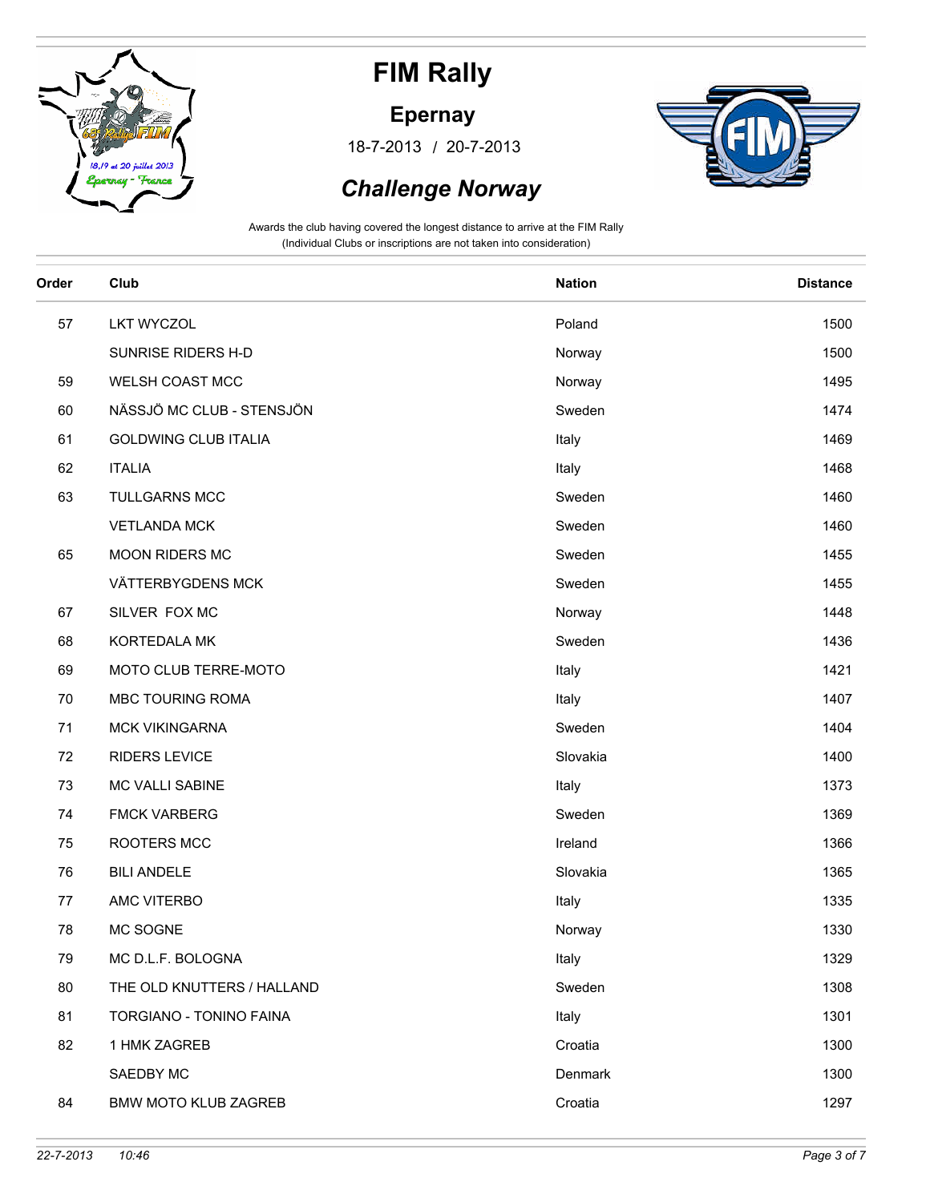# FIM Rally

## Epernay

18-7-2013 / 20-7-2013

## *Challenge Norway*

Awards the club having covered the longest distance to arrive at the FIM Rally
(Individual Clubs or inscriptions are not taken into consideration)

| Order | Club | Nation | Distance |
|---|---|---|---|
| 57 | LKT WYCZOL | Poland | 1500 |
| | SUNRISE RIDERS H-D | Norway | 1500 |
| 59 | WELSH COAST MCC | Norway | 1495 |
| 60 | NÄSSJÖ MC CLUB - STENSJÖN | Sweden | 1474 |
| 61 | GOLDWING CLUB ITALIA | Italy | 1469 |
| 62 | ITALIA | Italy | 1468 |
| 63 | TULLGARNS MCC | Sweden | 1460 |
| | VETLANDA MCK | Sweden | 1460 |
| 65 | MOON RIDERS MC | Sweden | 1455 |
| | VÄTTERBYGDENS MCK | Sweden | 1455 |
| 67 | SILVER FOX MC | Norway | 1448 |
| 68 | KORTEDALA MK | Sweden | 1436 |
| 69 | MOTO CLUB TERRE-MOTO | Italy | 1421 |
| 70 | MBC TOURING ROMA | Italy | 1407 |
| 71 | MCK VIKINGARNA | Sweden | 1404 |
| 72 | RIDERS LEVICE | Slovakia | 1400 |
| 73 | MC VALLI SABINE | Italy | 1373 |
| 74 | FMCK VARBERG | Sweden | 1369 |
| 75 | ROOTERS MCC | Ireland | 1366 |
| 76 | BILI ANDELE | Slovakia | 1365 |
| 77 | AMC VITERBO | Italy | 1335 |
| 78 | MC SOGNE | Norway | 1330 |
| 79 | MC D.L.F. BOLOGNA | Italy | 1329 |
| 80 | THE OLD KNUTTERS / HALLAND | Sweden | 1308 |
| 81 | TORGIANO - TONINO FAINA | Italy | 1301 |
| 82 | 1 HMK ZAGREB | Croatia | 1300 |
| | SAEDBY MC | Denmark | 1300 |
| 84 | BMW MOTO KLUB ZAGREB | Croatia | 1297 |

*22-7-2013 10:46*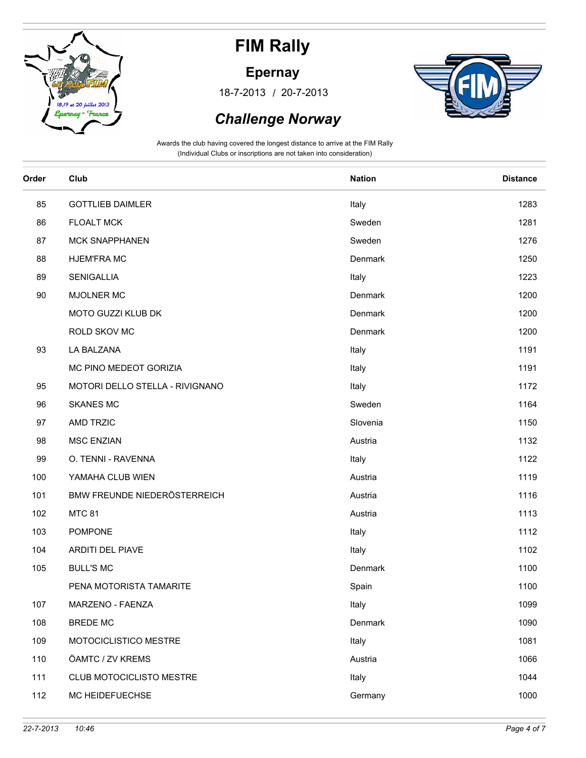# FIM Rally

## Epernay

18-7-2013 / 20-7-2013

## *Challenge Norway*

Awards the club having covered the longest distance to arrive at the FIM Rally
(Individual Clubs or inscriptions are not taken into consideration)

| Order | Club | Nation | Distance |
|---|---|---|---|
| 85 | GOTTLIEB DAIMLER | Italy | 1283 |
| 86 | FLOALT MCK | Sweden | 1281 |
| 87 | MCK SNAPPHANEN | Sweden | 1276 |
| 88 | HJEM'FRA MC | Denmark | 1250 |
| 89 | SENIGALLIA | Italy | 1223 |
| 90 | MJOLNER MC | Denmark | 1200 |
| | MOTO GUZZI KLUB DK | Denmark | 1200 |
| | ROLD SKOV MC | Denmark | 1200 |
| 93 | LA BALZANA | Italy | 1191 |
| | MC PINO MEDEOT GORIZIA | Italy | 1191 |
| 95 | MOTORI DELLO STELLA - RIVIGNANO | Italy | 1172 |
| 96 | SKANES MC | Sweden | 1164 |
| 97 | AMD TRZIC | Slovenia | 1150 |
| 98 | MSC ENZIAN | Austria | 1132 |
| 99 | O. TENNI - RAVENNA | Italy | 1122 |
| 100 | YAMAHA CLUB WIEN | Austria | 1119 |
| 101 | BMW FREUNDE NIEDERÖSTERREICH | Austria | 1116 |
| 102 | MTC 81 | Austria | 1113 |
| 103 | POMPONE | Italy | 1112 |
| 104 | ARDITI DEL PIAVE | Italy | 1102 |
| 105 | BULL'S MC | Denmark | 1100 |
| | PENA MOTORISTA TAMARITE | Spain | 1100 |
| 107 | MARZENO - FAENZA | Italy | 1099 |
| 108 | BREDE MC | Denmark | 1090 |
| 109 | MOTOCICLISTICO MESTRE | Italy | 1081 |
| 110 | ÖAMTC / ZV KREMS | Austria | 1066 |
| 111 | CLUB MOTOCICLISTO MESTRE | Italy | 1044 |
| 112 | MC HEIDEFUECHSE | Germany | 1000 |

22-7-2013 10:46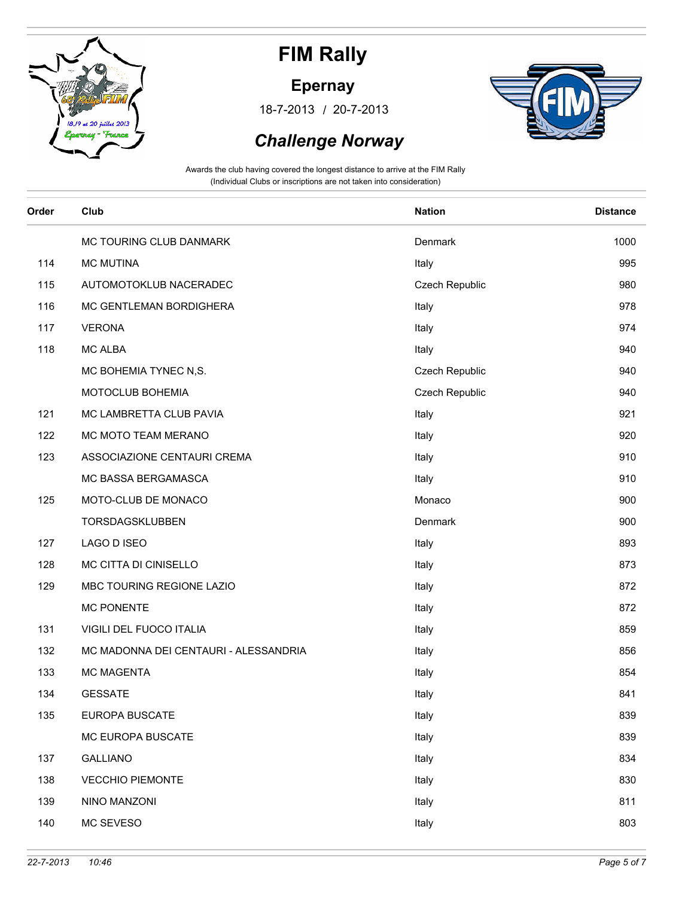# FIM Rally

## Epernay

18-7-2013 / 20-7-2013

## *Challenge Norway*

Awards the club having covered the longest distance to arrive at the FIM Rally
(Individual Clubs or inscriptions are not taken into consideration)

| Order | Club | Nation | Distance |
|---|---|---|---|
| | MC TOURING CLUB DANMARK | Denmark | 1000 |
| 114 | MC MUTINA | Italy | 995 |
| 115 | AUTOMOTOKLUB NACERADEC | Czech Republic | 980 |
| 116 | MC GENTLEMAN BORDIGHERA | Italy | 978 |
| 117 | VERONA | Italy | 974 |
| 118 | MC ALBA | Italy | 940 |
| | MC BOHEMIA TYNEC N,S. | Czech Republic | 940 |
| | MOTOCLUB BOHEMIA | Czech Republic | 940 |
| 121 | MC LAMBRETTA CLUB PAVIA | Italy | 921 |
| 122 | MC MOTO TEAM MERANO | Italy | 920 |
| 123 | ASSOCIAZIONE CENTAURI CREMA | Italy | 910 |
| | MC BASSA BERGAMASCA | Italy | 910 |
| 125 | MOTO-CLUB DE MONACO | Monaco | 900 |
| | TORSDAGSKLUBBEN | Denmark | 900 |
| 127 | LAGO D ISEO | Italy | 893 |
| 128 | MC CITTA DI CINISELLO | Italy | 873 |
| 129 | MBC TOURING REGIONE LAZIO | Italy | 872 |
| | MC PONENTE | Italy | 872 |
| 131 | VIGILI DEL FUOCO ITALIA | Italy | 859 |
| 132 | MC MADONNA DEI CENTAURI - ALESSANDRIA | Italy | 856 |
| 133 | MC MAGENTA | Italy | 854 |
| 134 | GESSATE | Italy | 841 |
| 135 | EUROPA BUSCATE | Italy | 839 |
| | MC EUROPA BUSCATE | Italy | 839 |
| 137 | GALLIANO | Italy | 834 |
| 138 | VECCHIO PIEMONTE | Italy | 830 |
| 139 | NINO MANZONI | Italy | 811 |
| 140 | MC SEVESO | Italy | 803 |

*22-7-2013 10:46*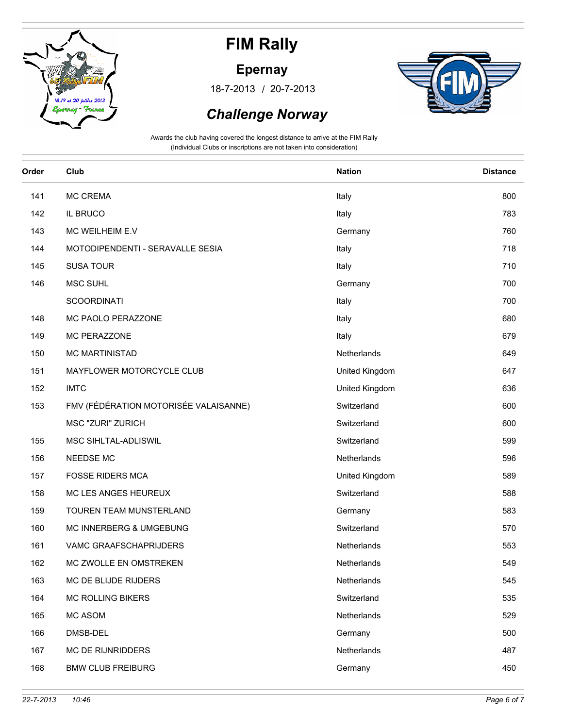# FIM Rally

## Epernay

18-7-2013 / 20-7-2013

## *Challenge Norway*

Awards the club having covered the longest distance to arrive at the FIM Rally
(Individual Clubs or inscriptions are not taken into consideration)

| Order | Club | Nation | Distance |
|---|---|---|---|
| 141 | MC CREMA | Italy | 800 |
| 142 | IL BRUCO | Italy | 783 |
| 143 | MC WEILHEIM E.V | Germany | 760 |
| 144 | MOTODIPENDENTI - SERAVALLE SESIA | Italy | 718 |
| 145 | SUSA TOUR | Italy | 710 |
| 146 | MSC SUHL | Germany | 700 |
| | SCOORDINATI | Italy | 700 |
| 148 | MC PAOLO PERAZZONE | Italy | 680 |
| 149 | MC PERAZZONE | Italy | 679 |
| 150 | MC MARTINISTAD | Netherlands | 649 |
| 151 | MAYFLOWER MOTORCYCLE CLUB | United Kingdom | 647 |
| 152 | IMTC | United Kingdom | 636 |
| 153 | FMV (FÉDÉRATION MOTORISÉE VALAISANNE) | Switzerland | 600 |
| | MSC "ZURI" ZURICH | Switzerland | 600 |
| 155 | MSC SIHLTAL-ADLISWIL | Switzerland | 599 |
| 156 | NEEDSE MC | Netherlands | 596 |
| 157 | FOSSE RIDERS MCA | United Kingdom | 589 |
| 158 | MC LES ANGES HEUREUX | Switzerland | 588 |
| 159 | TOUREN TEAM MUNSTERLAND | Germany | 583 |
| 160 | MC INNERBERG & UMGEBUNG | Switzerland | 570 |
| 161 | VAMC GRAAFSCHAPRIJDERS | Netherlands | 553 |
| 162 | MC ZWOLLE EN OMSTREKEN | Netherlands | 549 |
| 163 | MC DE BLIJDE RIJDERS | Netherlands | 545 |
| 164 | MC ROLLING BIKERS | Switzerland | 535 |
| 165 | MC ASOM | Netherlands | 529 |
| 166 | DMSB-DEL | Germany | 500 |
| 167 | MC DE RIJNRIDDERS | Netherlands | 487 |
| 168 | BMW CLUB FREIBURG | Germany | 450 |

*22-7-2013 10:46*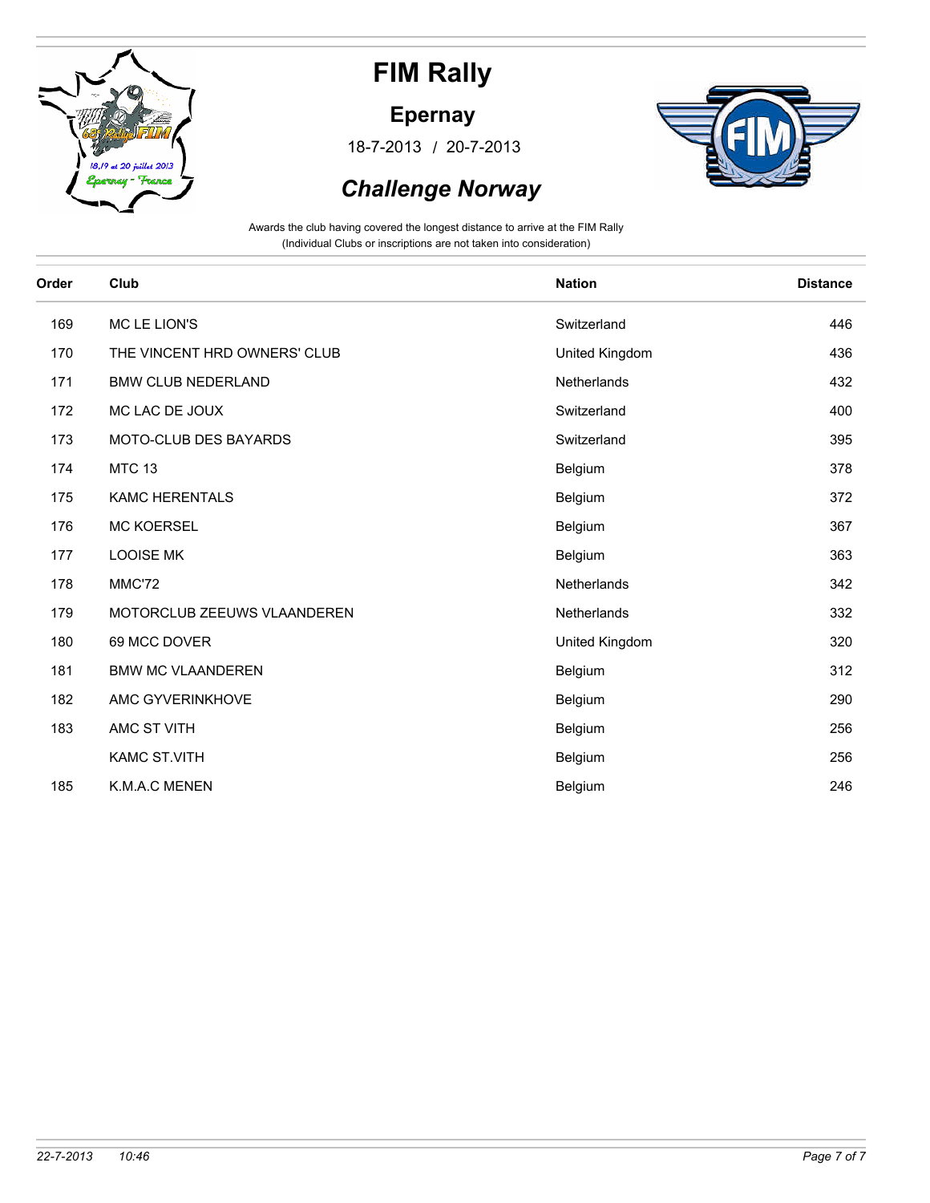# FIM Rally

## Epernay

18-7-2013 / 20-7-2013

## *Challenge Norway*

Awards the club having covered the longest distance to arrive at the FIM Rally
(Individual Clubs or inscriptions are not taken into consideration)

| Order | Club | Nation | Distance |
|---|---|---|---|
| 169 | MC LE LION'S | Switzerland | 446 |
| 170 | THE VINCENT HRD OWNERS' CLUB | United Kingdom | 436 |
| 171 | BMW CLUB NEDERLAND | Netherlands | 432 |
| 172 | MC LAC DE JOUX | Switzerland | 400 |
| 173 | MOTO-CLUB DES BAYARDS | Switzerland | 395 |
| 174 | MTC 13 | Belgium | 378 |
| 175 | KAMC HERENTALS | Belgium | 372 |
| 176 | MC KOERSEL | Belgium | 367 |
| 177 | LOOISE MK | Belgium | 363 |
| 178 | MMC'72 | Netherlands | 342 |
| 179 | MOTORCLUB ZEEUWS VLAANDEREN | Netherlands | 332 |
| 180 | 69 MCC DOVER | United Kingdom | 320 |
| 181 | BMW MC VLAANDEREN | Belgium | 312 |
| 182 | AMC GYVERINKHOVE | Belgium | 290 |
| 183 | AMC ST VITH | Belgium | 256 |
| | KAMC ST.VITH | Belgium | 256 |
| 185 | K.M.A.C MENEN | Belgium | 246 |

*22-7-2013 10:46*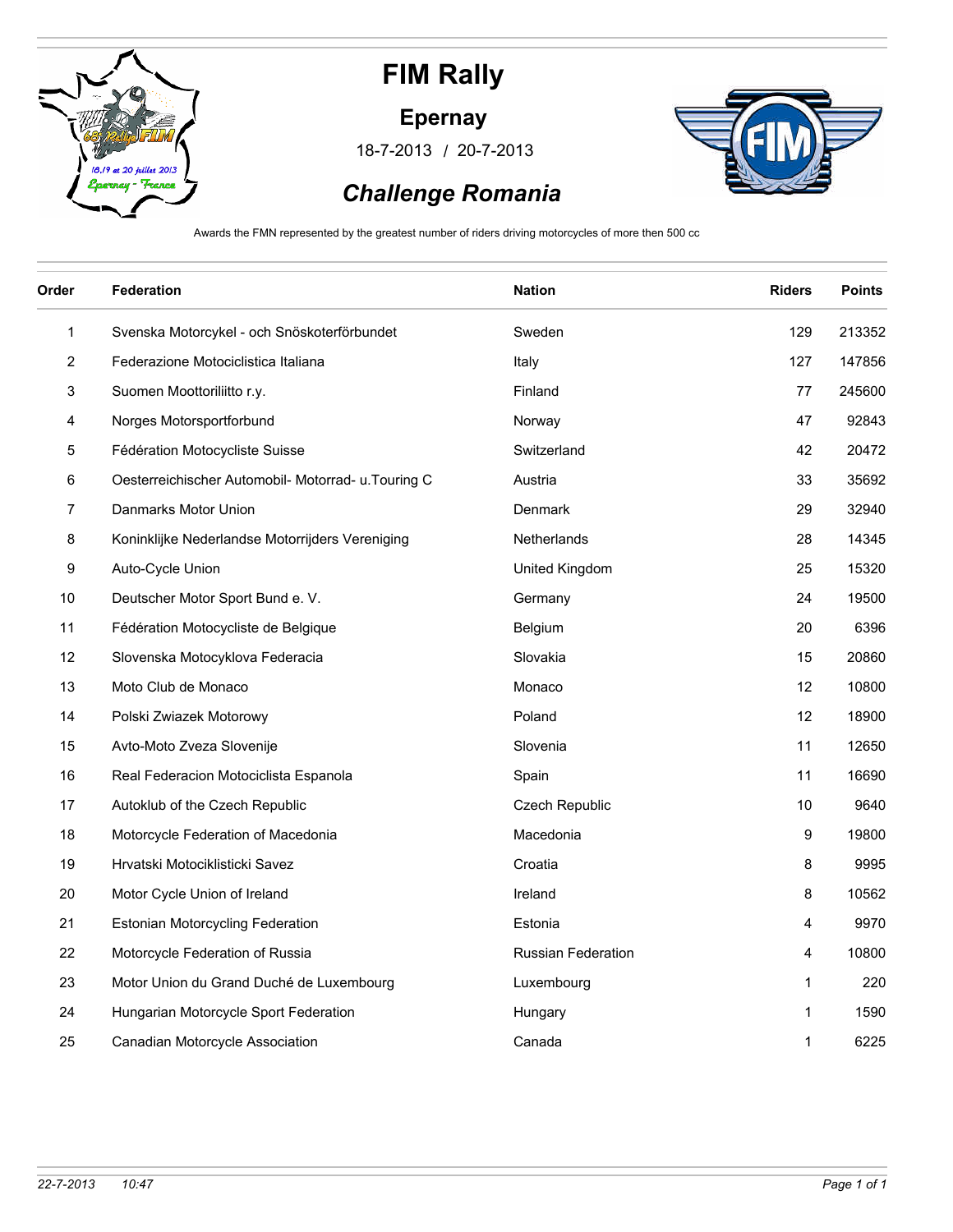# FIM Rally

## Epernay

18-7-2013 / 20-7-2013

## *Challenge Romania*

Awards the FMN represented by the greatest number of riders driving motorcycles of more then 500 cc

| Order | Federation | Nation | Riders | Points |
|---|---|---|---|---|
| 1 | Svenska Motorcykel - och Snöskoterförbundet | Sweden | 129 | 213352 |
| 2 | Federazione Motociclistica Italiana | Italy | 127 | 147856 |
| 3 | Suomen Moottoriliitto r.y. | Finland | 77 | 245600 |
| 4 | Norges Motorsportforbund | Norway | 47 | 92843 |
| 5 | Fédération Motocycliste Suisse | Switzerland | 42 | 20472 |
| 6 | Oesterreichischer Automobil- Motorrad- u.Touring C | Austria | 33 | 35692 |
| 7 | Danmarks Motor Union | Denmark | 29 | 32940 |
| 8 | Koninklijke Nederlandse Motorrijders Vereniging | Netherlands | 28 | 14345 |
| 9 | Auto-Cycle Union | United Kingdom | 25 | 15320 |
| 10 | Deutscher Motor Sport Bund e. V. | Germany | 24 | 19500 |
| 11 | Fédération Motocycliste de Belgique | Belgium | 20 | 6396 |
| 12 | Slovenska Motocyklova Federacia | Slovakia | 15 | 20860 |
| 13 | Moto Club de Monaco | Monaco | 12 | 10800 |
| 14 | Polski Zwiazek Motorowy | Poland | 12 | 18900 |
| 15 | Avto-Moto Zveza Slovenije | Slovenia | 11 | 12650 |
| 16 | Real Federacion Motociclista Espanola | Spain | 11 | 16690 |
| 17 | Autoklub of the Czech Republic | Czech Republic | 10 | 9640 |
| 18 | Motorcycle Federation of Macedonia | Macedonia | 9 | 19800 |
| 19 | Hrvatski Motociklisticki Savez | Croatia | 8 | 9995 |
| 20 | Motor Cycle Union of Ireland | Ireland | 8 | 10562 |
| 21 | Estonian Motorcycling Federation | Estonia | 4 | 9970 |
| 22 | Motorcycle Federation of Russia | Russian Federation | 4 | 10800 |
| 23 | Motor Union du Grand Duché de Luxembourg | Luxembourg | 1 | 220 |
| 24 | Hungarian Motorcycle Sport Federation | Hungary | 1 | 1590 |
| 25 | Canadian Motorcycle Association | Canada | 1 | 6225 |

*22-7-2013 10:47*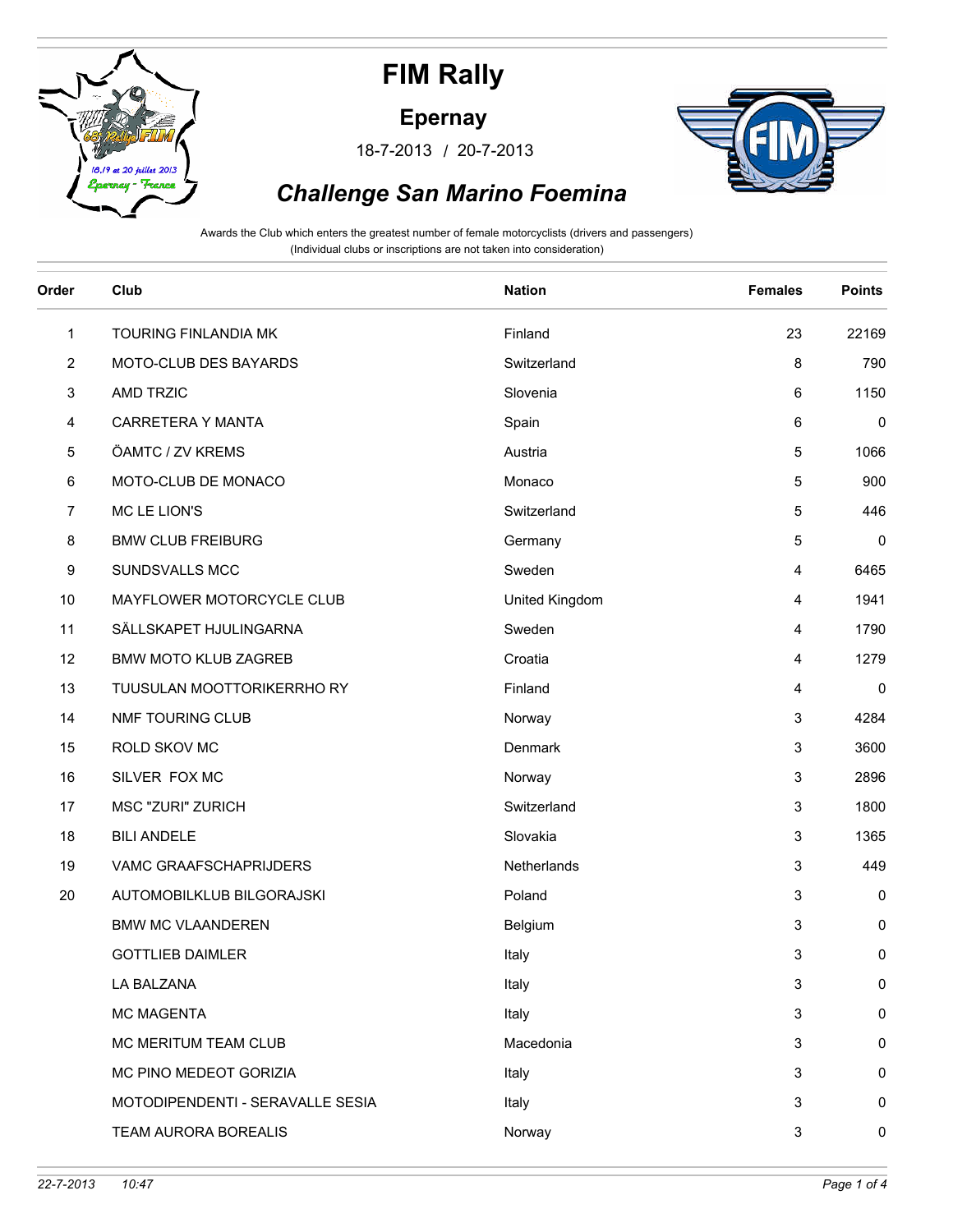# FIM Rally

## Epernay

18-7-2013 / 20-7-2013

## *Challenge San Marino Foemina*

Awards the Club which enters the greatest number of female motorcyclists (drivers and passengers)
(Individual clubs or inscriptions are not taken into consideration)

| Order | Club | Nation | Females | Points |
|---|---|---|---|---|
| 1 | TOURING FINLANDIA MK | Finland | 23 | 22169 |
| 2 | MOTO-CLUB DES BAYARDS | Switzerland | 8 | 790 |
| 3 | AMD TRZIC | Slovenia | 6 | 1150 |
| 4 | CARRETERA Y MANTA | Spain | 6 | 0 |
| 5 | ÖAMTC / ZV KREMS | Austria | 5 | 1066 |
| 6 | MOTO-CLUB DE MONACO | Monaco | 5 | 900 |
| 7 | MC LE LION'S | Switzerland | 5 | 446 |
| 8 | BMW CLUB FREIBURG | Germany | 5 | 0 |
| 9 | SUNDSVALLS MCC | Sweden | 4 | 6465 |
| 10 | MAYFLOWER MOTORCYCLE CLUB | United Kingdom | 4 | 1941 |
| 11 | SÄLLSKAPET HJULINGARNA | Sweden | 4 | 1790 |
| 12 | BMW MOTO KLUB ZAGREB | Croatia | 4 | 1279 |
| 13 | TUUSULAN MOOTTORIKERRHO RY | Finland | 4 | 0 |
| 14 | NMF TOURING CLUB | Norway | 3 | 4284 |
| 15 | ROLD SKOV MC | Denmark | 3 | 3600 |
| 16 | SILVER FOX MC | Norway | 3 | 2896 |
| 17 | MSC "ZURI" ZURICH | Switzerland | 3 | 1800 |
| 18 | BILI ANDELE | Slovakia | 3 | 1365 |
| 19 | VAMC GRAAFSCHAPRIJDERS | Netherlands | 3 | 449 |
| 20 | AUTOMOBILKLUB BILGORAJSKI | Poland | 3 | 0 |
| | BMW MC VLAANDEREN | Belgium | 3 | 0 |
| | GOTTLIEB DAIMLER | Italy | 3 | 0 |
| | LA BALZANA | Italy | 3 | 0 |
| | MC MAGENTA | Italy | 3 | 0 |
| | MC MERITUM TEAM CLUB | Macedonia | 3 | 0 |
| | MC PINO MEDEOT GORIZIA | Italy | 3 | 0 |
| | MOTODIPENDENTI - SERAVALLE SESIA | Italy | 3 | 0 |
| | TEAM AURORA BOREALIS | Norway | 3 | 0 |

*22-7-2013 10:47*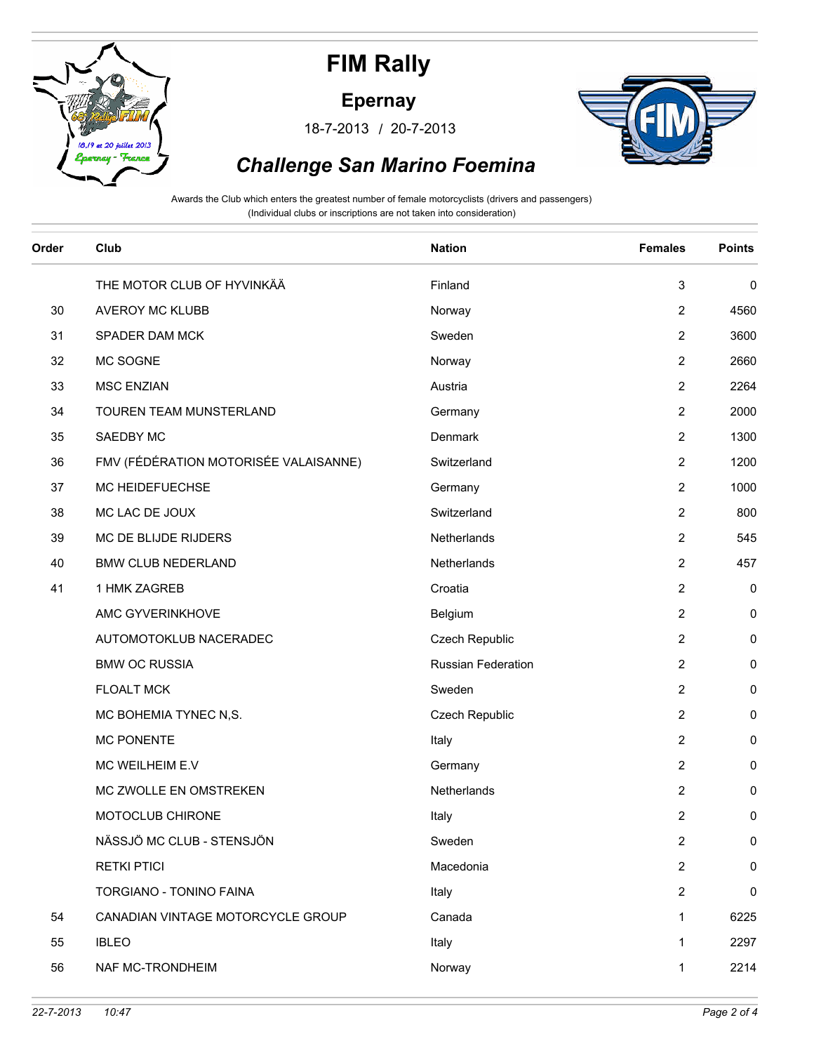# FIM Rally

## Epernay

18-7-2013 / 20-7-2013

## *Challenge San Marino Foemina*

Awards the Club which enters the greatest number of female motorcyclists (drivers and passengers)
(Individual clubs or inscriptions are not taken into consideration)

| Order | Club | Nation | Females | Points |
|---|---|---|---|---|
| | THE MOTOR CLUB OF HYVINKÄÄ | Finland | 3 | 0 |
| 30 | AVEROY MC KLUBB | Norway | 2 | 4560 |
| 31 | SPADER DAM MCK | Sweden | 2 | 3600 |
| 32 | MC SOGNE | Norway | 2 | 2660 |
| 33 | MSC ENZIAN | Austria | 2 | 2264 |
| 34 | TOUREN TEAM MUNSTERLAND | Germany | 2 | 2000 |
| 35 | SAEDBY MC | Denmark | 2 | 1300 |
| 36 | FMV (FÉDÉRATION MOTORISÉE VALAISANNE) | Switzerland | 2 | 1200 |
| 37 | MC HEIDEFUECHSE | Germany | 2 | 1000 |
| 38 | MC LAC DE JOUX | Switzerland | 2 | 800 |
| 39 | MC DE BLIJDE RIJDERS | Netherlands | 2 | 545 |
| 40 | BMW CLUB NEDERLAND | Netherlands | 2 | 457 |
| 41 | 1 HMK ZAGREB | Croatia | 2 | 0 |
| | AMC GYVERINKHOVE | Belgium | 2 | 0 |
| | AUTOMOTOKLUB NACERADEC | Czech Republic | 2 | 0 |
| | BMW OC RUSSIA | Russian Federation | 2 | 0 |
| | FLOALT MCK | Sweden | 2 | 0 |
| | MC BOHEMIA TYNEC N,S. | Czech Republic | 2 | 0 |
| | MC PONENTE | Italy | 2 | 0 |
| | MC WEILHEIM E.V | Germany | 2 | 0 |
| | MC ZWOLLE EN OMSTREKEN | Netherlands | 2 | 0 |
| | MOTOCLUB CHIRONE | Italy | 2 | 0 |
| | NÄSSJÖ MC CLUB - STENSJÖN | Sweden | 2 | 0 |
| | RETKI PTICI | Macedonia | 2 | 0 |
| | TORGIANO - TONINO FAINA | Italy | 2 | 0 |
| 54 | CANADIAN VINTAGE MOTORCYCLE GROUP | Canada | 1 | 6225 |
| 55 | IBLEO | Italy | 1 | 2297 |
| 56 | NAF MC-TRONDHEIM | Norway | 1 | 2214 |

*22-7-2013 10:47*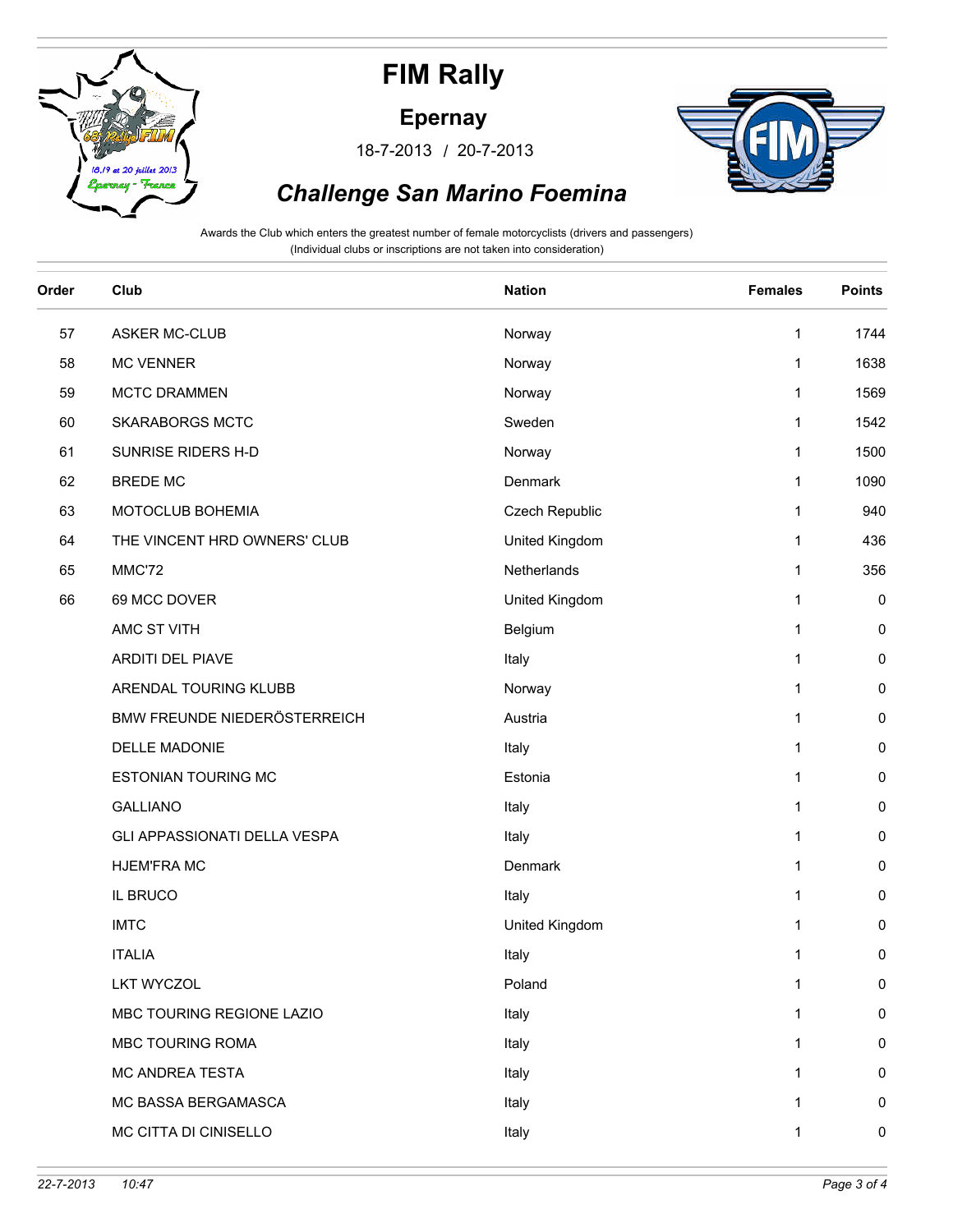# FIM Rally

## Epernay

18-7-2013 / 20-7-2013

## *Challenge San Marino Foemina*

Awards the Club which enters the greatest number of female motorcyclists (drivers and passengers)
(Individual clubs or inscriptions are not taken into consideration)

| Order | Club | Nation | Females | Points |
|---|---|---|---|---|
| 57 | ASKER MC-CLUB | Norway | 1 | 1744 |
| 58 | MC VENNER | Norway | 1 | 1638 |
| 59 | MCTC DRAMMEN | Norway | 1 | 1569 |
| 60 | SKARABORGS MCTC | Sweden | 1 | 1542 |
| 61 | SUNRISE RIDERS H-D | Norway | 1 | 1500 |
| 62 | BREDE MC | Denmark | 1 | 1090 |
| 63 | MOTOCLUB BOHEMIA | Czech Republic | 1 | 940 |
| 64 | THE VINCENT HRD OWNERS' CLUB | United Kingdom | 1 | 436 |
| 65 | MMC'72 | Netherlands | 1 | 356 |
| 66 | 69 MCC DOVER | United Kingdom | 1 | 0 |
| | AMC ST VITH | Belgium | 1 | 0 |
| | ARDITI DEL PIAVE | Italy | 1 | 0 |
| | ARENDAL TOURING KLUBB | Norway | 1 | 0 |
| | BMW FREUNDE NIEDERÖSTERREICH | Austria | 1 | 0 |
| | DELLE MADONIE | Italy | 1 | 0 |
| | ESTONIAN TOURING MC | Estonia | 1 | 0 |
| | GALLIANO | Italy | 1 | 0 |
| | GLI APPASSIONATI DELLA VESPA | Italy | 1 | 0 |
| | HJEM'FRA MC | Denmark | 1 | 0 |
| | IL BRUCO | Italy | 1 | 0 |
| | IMTC | United Kingdom | 1 | 0 |
| | ITALIA | Italy | 1 | 0 |
| | LKT WYCZOL | Poland | 1 | 0 |
| | MBC TOURING REGIONE LAZIO | Italy | 1 | 0 |
| | MBC TOURING ROMA | Italy | 1 | 0 |
| | MC ANDREA TESTA | Italy | 1 | 0 |
| | MC BASSA BERGAMASCA | Italy | 1 | 0 |
| | MC CITTA DI CINISELLO | Italy | 1 | 0 |

*22-7-2013 10:47*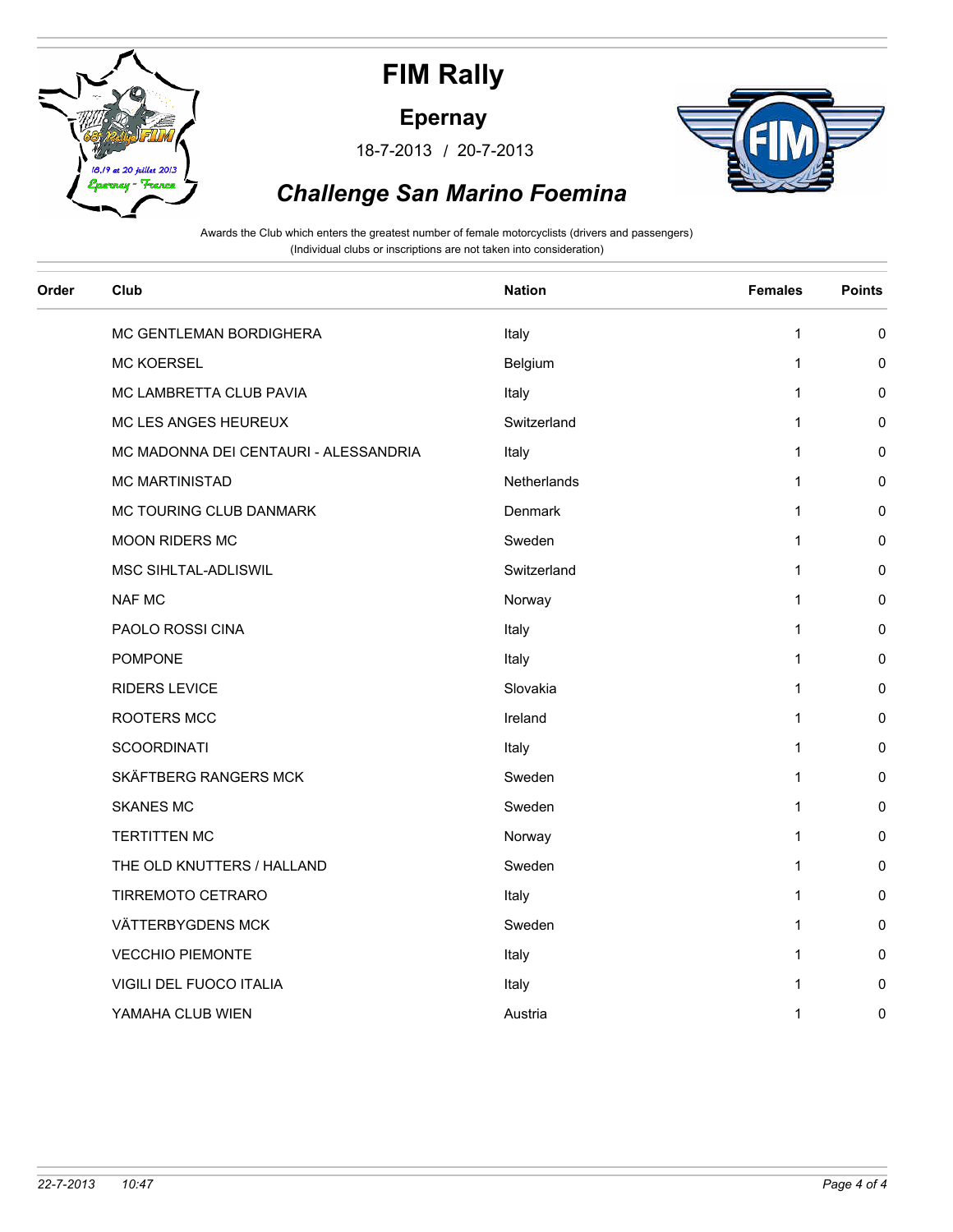# FIM Rally

## Epernay

18-7-2013 / 20-7-2013

## *Challenge San Marino Foemina*

Awards the Club which enters the greatest number of female motorcyclists (drivers and passengers)
(Individual clubs or inscriptions are not taken into consideration)

| Order | Club | Nation | Females | Points |
|---|---|---|---|---|
| | MC GENTLEMAN BORDIGHERA | Italy | 1 | 0 |
| | MC KOERSEL | Belgium | 1 | 0 |
| | MC LAMBRETTA CLUB PAVIA | Italy | 1 | 0 |
| | MC LES ANGES HEUREUX | Switzerland | 1 | 0 |
| | MC MADONNA DEI CENTAURI - ALESSANDRIA | Italy | 1 | 0 |
| | MC MARTINISTAD | Netherlands | 1 | 0 |
| | MC TOURING CLUB DANMARK | Denmark | 1 | 0 |
| | MOON RIDERS MC | Sweden | 1 | 0 |
| | MSC SIHLTAL-ADLISWIL | Switzerland | 1 | 0 |
| | NAF MC | Norway | 1 | 0 |
| | PAOLO ROSSI CINA | Italy | 1 | 0 |
| | POMPONE | Italy | 1 | 0 |
| | RIDERS LEVICE | Slovakia | 1 | 0 |
| | ROOTERS MCC | Ireland | 1 | 0 |
| | SCOORDINATI | Italy | 1 | 0 |
| | SKÄFTBERG RANGERS MCK | Sweden | 1 | 0 |
| | SKANES MC | Sweden | 1 | 0 |
| | TERTITTEN MC | Norway | 1 | 0 |
| | THE OLD KNUTTERS / HALLAND | Sweden | 1 | 0 |
| | TIRREMOTO CETRARO | Italy | 1 | 0 |
| | VÄTTERBYGDENS MCK | Sweden | 1 | 0 |
| | VECCHIO PIEMONTE | Italy | 1 | 0 |
| | VIGILI DEL FUOCO ITALIA | Italy | 1 | 0 |
| | YAMAHA CLUB WIEN | Austria | 1 | 0 |

*22-7-2013 10:47*